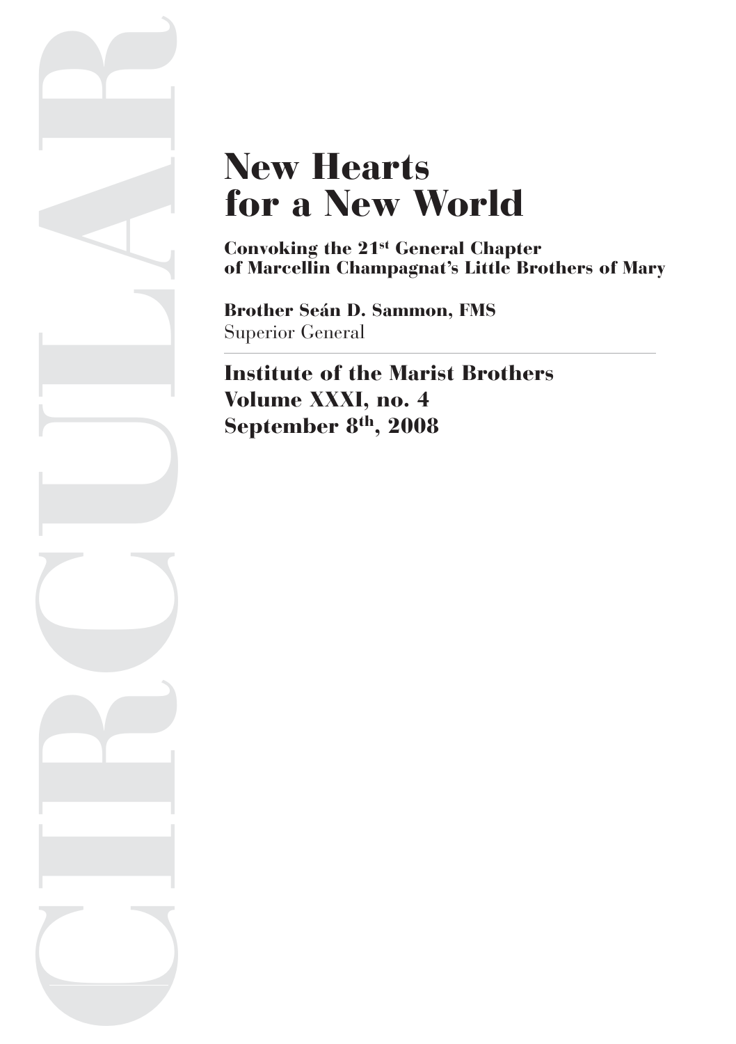CIRCULAR

# New Hearts for a New World

**Convoking the 21st General Chapter of Marcellin Champagnat's Little Brothers of Mary**

**Brother Seán D. Sammon, FMS**
Superior General

**Institute of the Marist Brothers**
**Volume XXXI, no. 4**
**September 8th, 2008**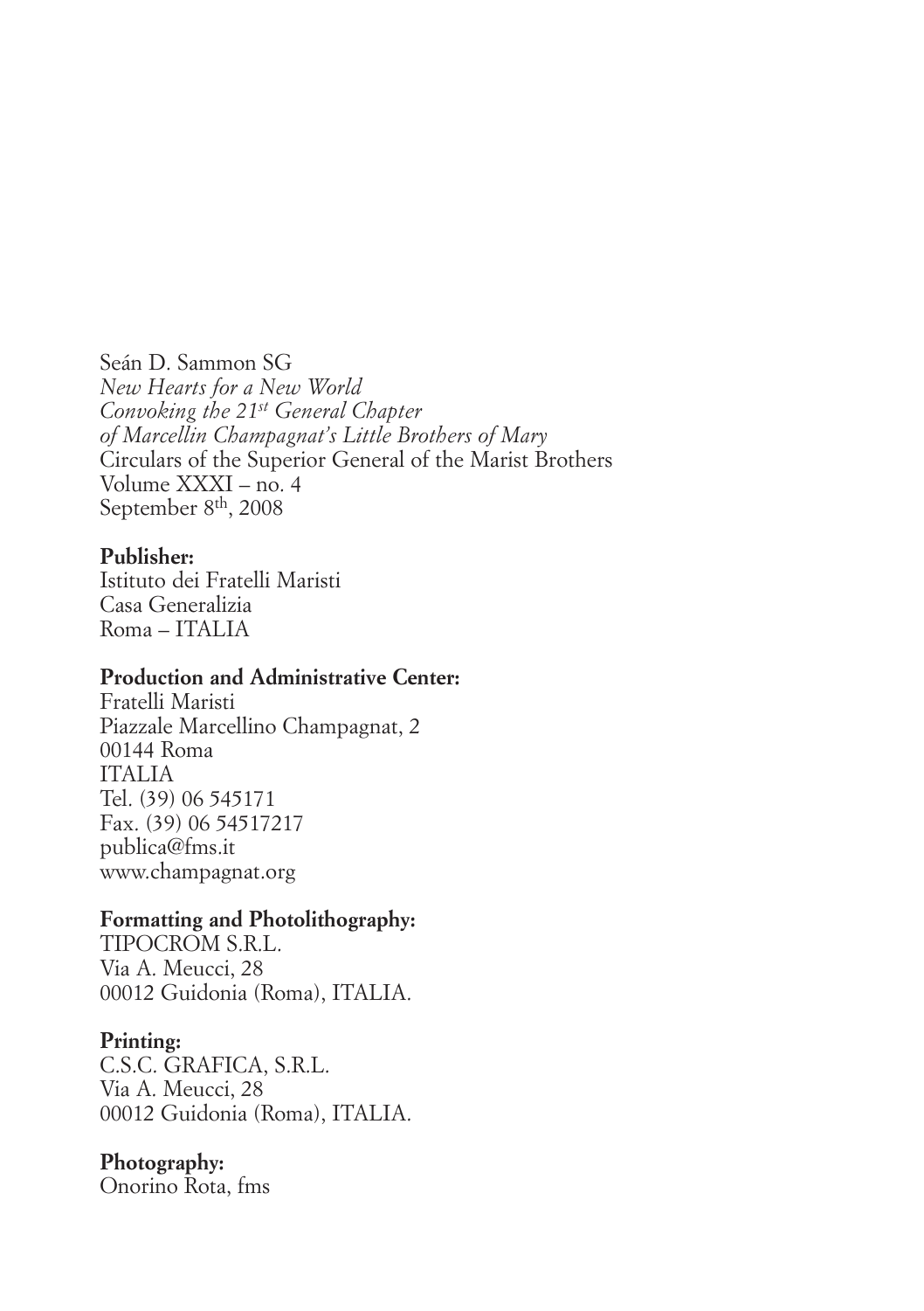Seán D. Sammon SG
*New Hearts for a New World*
*Convoking the 21st General Chapter*
*of Marcellin Champagnat's Little Brothers of Mary*
Circulars of the Superior General of the Marist Brothers
Volume XXXI – no. 4
September 8th, 2008

**Publisher:**
Istituto dei Fratelli Maristi
Casa Generalizia
Roma – ITALIA

**Production and Administrative Center:**
Fratelli Maristi
Piazzale Marcellino Champagnat, 2
00144 Roma
ITALIA
Tel. (39) 06 545171
Fax. (39) 06 54517217
publica@fms.it
www.champagnat.org

**Formatting and Photolithography:**
TIPOCROM S.R.L.
Via A. Meucci, 28
00012 Guidonia (Roma), ITALIA.

**Printing:**
C.S.C. GRAFICA, S.R.L.
Via A. Meucci, 28
00012 Guidonia (Roma), ITALIA.

**Photography:**
Onorino Rota, fms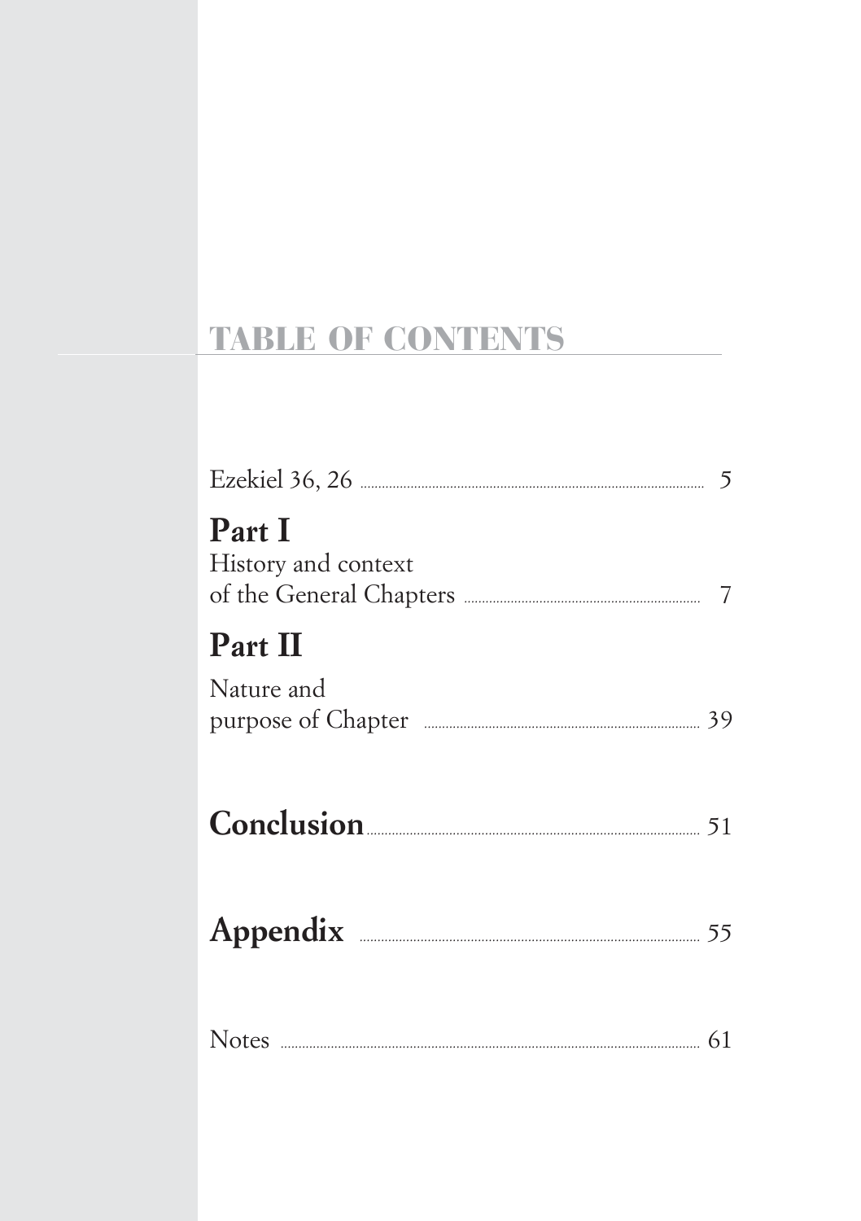# TABLE OF CONTENTS

Ezekiel 36, 26 ........................................ 5

**Part I**
History and context
of the General Chapters ........................................ 7

**Part II**
Nature and
purpose of Chapter ........................................ 39

**Conclusion** ........................................ 51

**Appendix** ........................................ 55

Notes ........................................ 61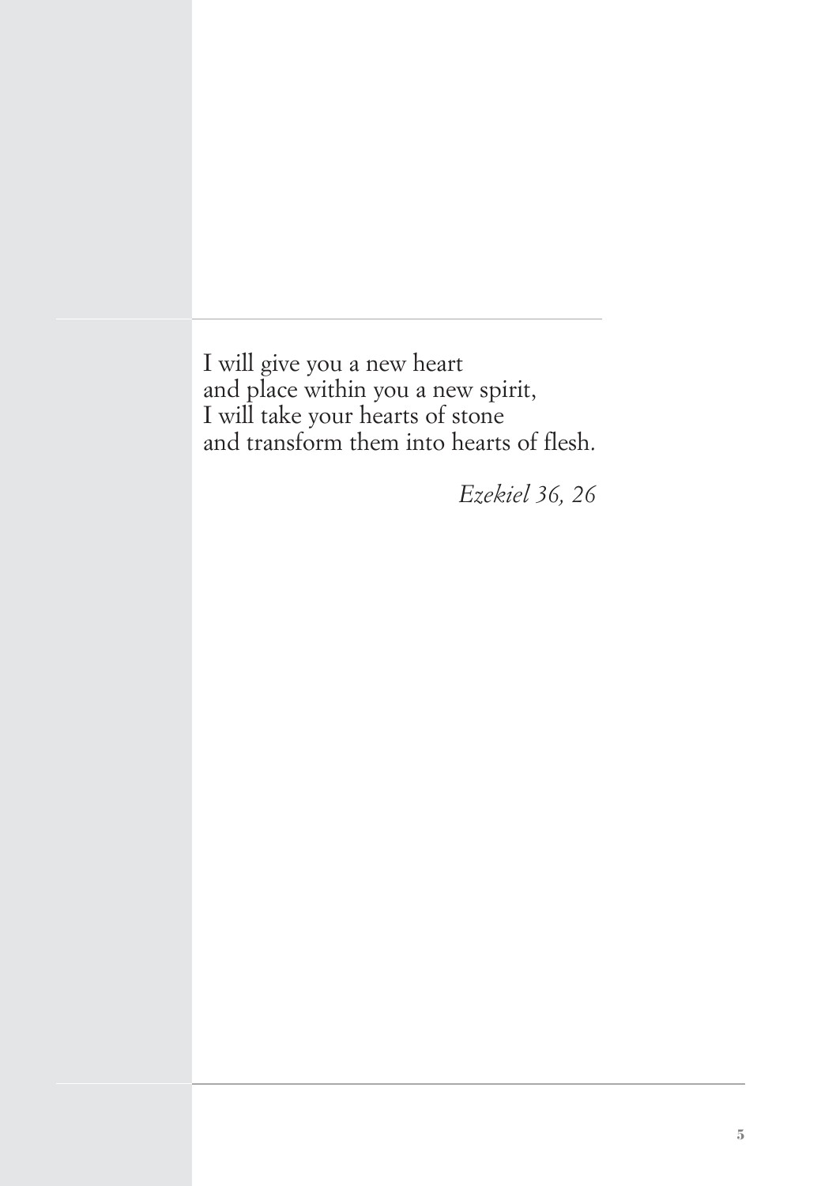I will give you a new heart  
and place within you a new spirit,  
I will take your hearts of stone  
and transform them into hearts of flesh.

*Ezekiel 36, 26*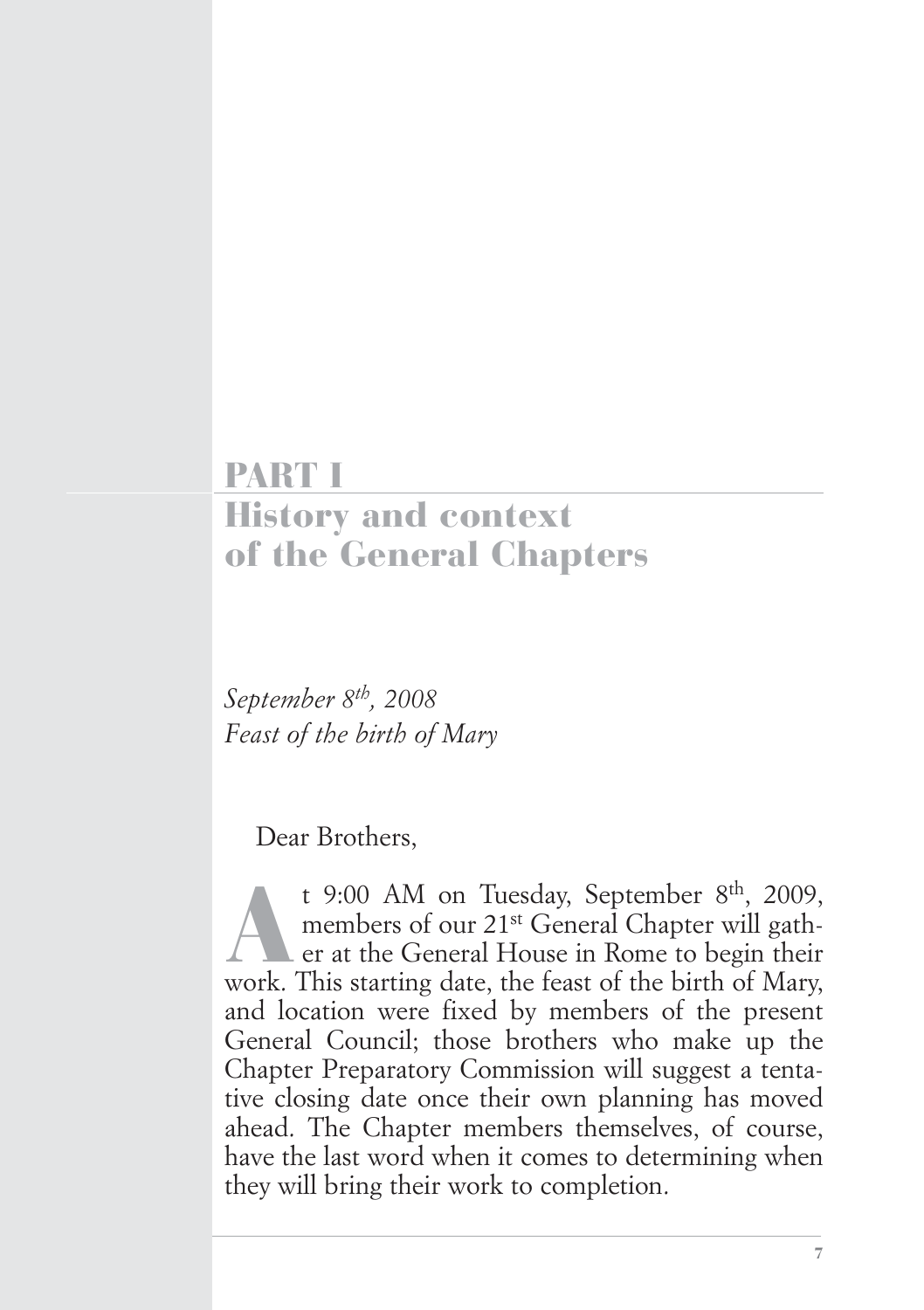# PART I
# History and context of the General Chapters

*September 8th, 2008*
*Feast of the birth of Mary*

Dear Brothers,

At 9:00 AM on Tuesday, September 8th, 2009, members of our 21st General Chapter will gather at the General House in Rome to begin their work. This starting date, the feast of the birth of Mary, and location were fixed by members of the present General Council; those brothers who make up the Chapter Preparatory Commission will suggest a tentative closing date once their own planning has moved ahead. The Chapter members themselves, of course, have the last word when it comes to determining when they will bring their work to completion.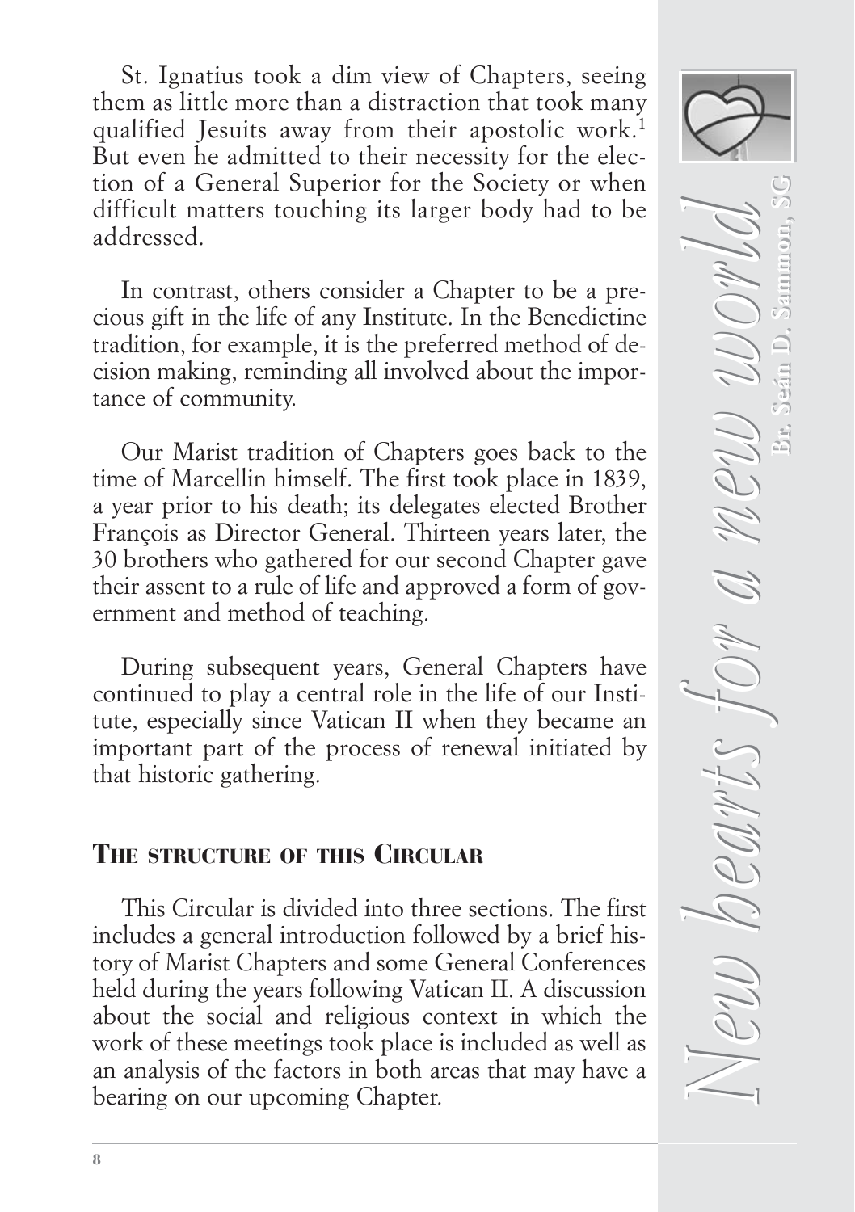St. Ignatius took a dim view of Chapters, seeing them as little more than a distraction that took many qualified Jesuits away from their apostolic work.[1] But even he admitted to their necessity for the election of a General Superior for the Society or when difficult matters touching its larger body had to be addressed.

In contrast, others consider a Chapter to be a precious gift in the life of any Institute. In the Benedictine tradition, for example, it is the preferred method of decision making, reminding all involved about the importance of community.

Our Marist tradition of Chapters goes back to the time of Marcellin himself. The first took place in 1839, a year prior to his death; its delegates elected Brother François as Director General. Thirteen years later, the 30 brothers who gathered for our second Chapter gave their assent to a rule of life and approved a form of government and method of teaching.

During subsequent years, General Chapters have continued to play a central role in the life of our Institute, especially since Vatican II when they became an important part of the process of renewal initiated by that historic gathering.

## The structure of this Circular

This Circular is divided into three sections. The first includes a general introduction followed by a brief history of Marist Chapters and some General Conferences held during the years following Vatican II. A discussion about the social and religious context in which the work of these meetings took place is included as well as an analysis of the factors in both areas that may have a bearing on our upcoming Chapter.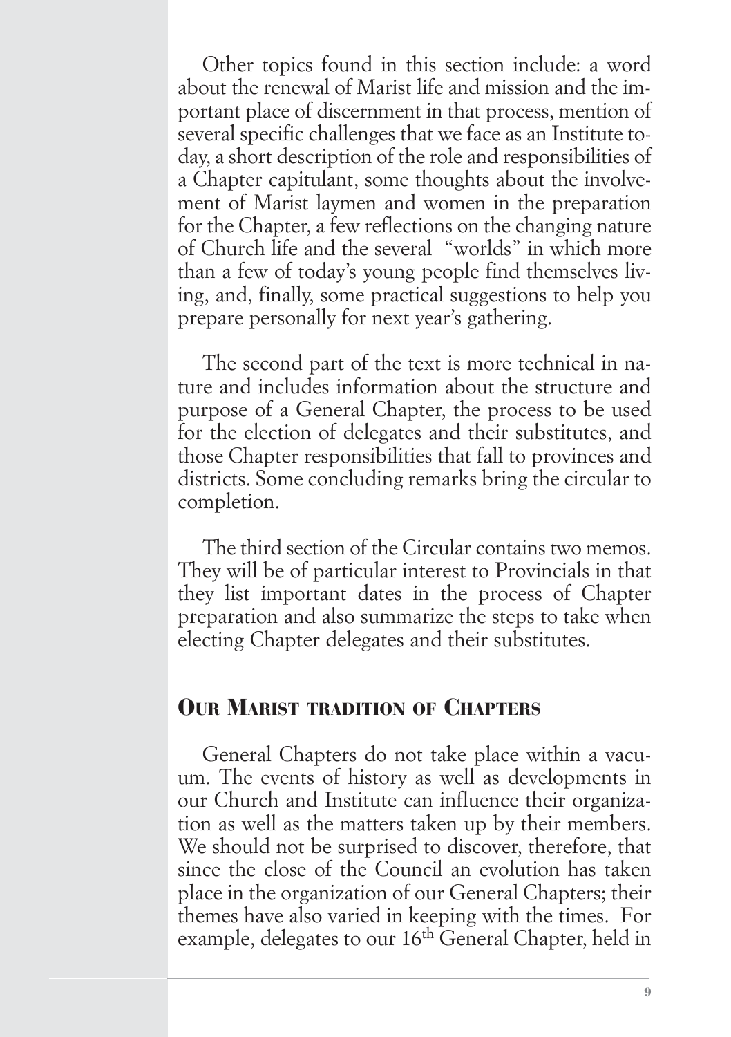Other topics found in this section include: a word about the renewal of Marist life and mission and the important place of discernment in that process, mention of several specific challenges that we face as an Institute today, a short description of the role and responsibilities of a Chapter capitulant, some thoughts about the involvement of Marist laymen and women in the preparation for the Chapter, a few reflections on the changing nature of Church life and the several "worlds" in which more than a few of today's young people find themselves living, and, finally, some practical suggestions to help you prepare personally for next year's gathering.

The second part of the text is more technical in nature and includes information about the structure and purpose of a General Chapter, the process to be used for the election of delegates and their substitutes, and those Chapter responsibilities that fall to provinces and districts. Some concluding remarks bring the circular to completion.

The third section of the Circular contains two memos. They will be of particular interest to Provincials in that they list important dates in the process of Chapter preparation and also summarize the steps to take when electing Chapter delegates and their substitutes.

## Our Marist tradition of Chapters

General Chapters do not take place within a vacuum. The events of history as well as developments in our Church and Institute can influence their organization as well as the matters taken up by their members. We should not be surprised to discover, therefore, that since the close of the Council an evolution has taken place in the organization of our General Chapters; their themes have also varied in keeping with the times. For example, delegates to our 16th General Chapter, held in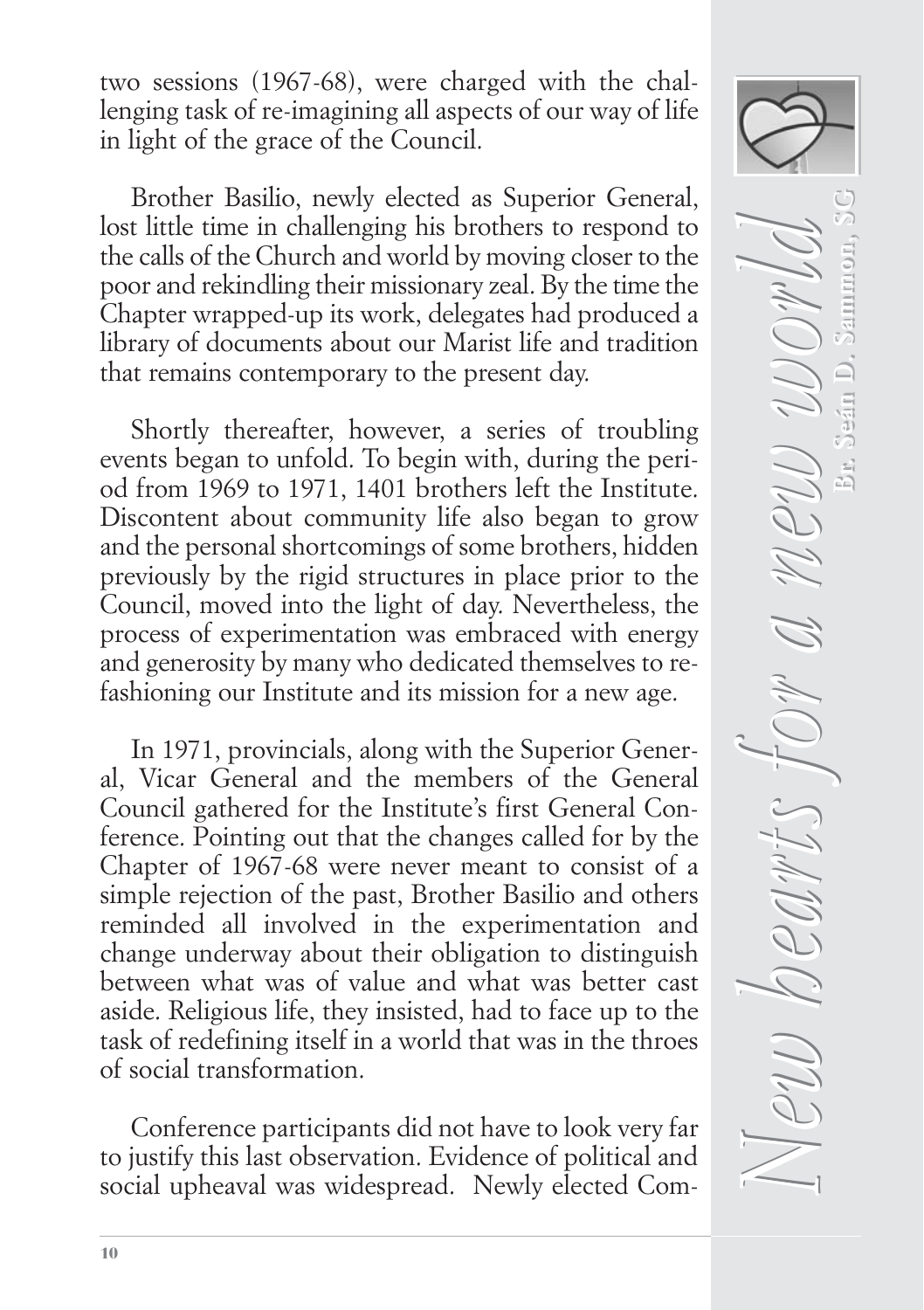two sessions (1967-68), were charged with the challenging task of re-imagining all aspects of our way of life in light of the grace of the Council.

Brother Basilio, newly elected as Superior General, lost little time in challenging his brothers to respond to the calls of the Church and world by moving closer to the poor and rekindling their missionary zeal. By the time the Chapter wrapped-up its work, delegates had produced a library of documents about our Marist life and tradition that remains contemporary to the present day.

Shortly thereafter, however, a series of troubling events began to unfold. To begin with, during the period from 1969 to 1971, 1401 brothers left the Institute. Discontent about community life also began to grow and the personal shortcomings of some brothers, hidden previously by the rigid structures in place prior to the Council, moved into the light of day. Nevertheless, the process of experimentation was embraced with energy and generosity by many who dedicated themselves to refashioning our Institute and its mission for a new age.

In 1971, provincials, along with the Superior General, Vicar General and the members of the General Council gathered for the Institute's first General Conference. Pointing out that the changes called for by the Chapter of 1967-68 were never meant to consist of a simple rejection of the past, Brother Basilio and others reminded all involved in the experimentation and change underway about their obligation to distinguish between what was of value and what was better cast aside. Religious life, they insisted, had to face up to the task of redefining itself in a world that was in the throes of social transformation.

Conference participants did not have to look very far to justify this last observation. Evidence of political and social upheaval was widespread. Newly elected Com-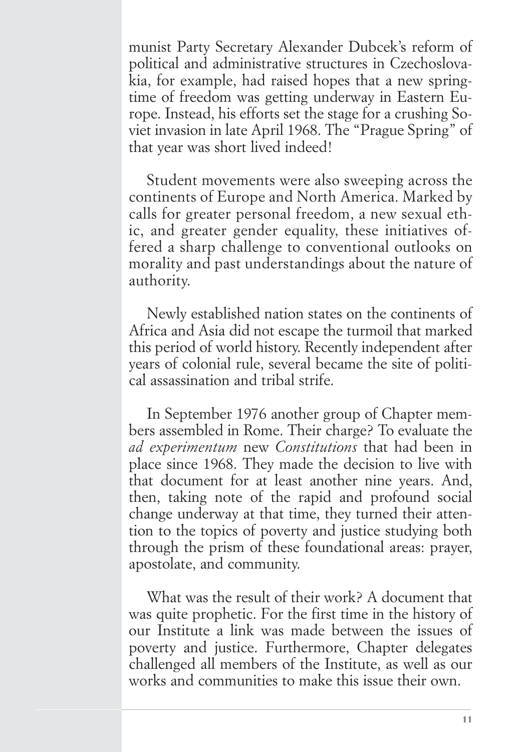munist Party Secretary Alexander Dubcek's reform of political and administrative structures in Czechoslovakia, for example, had raised hopes that a new springtime of freedom was getting underway in Eastern Europe. Instead, his efforts set the stage for a crushing Soviet invasion in late April 1968. The "Prague Spring" of that year was short lived indeed!

Student movements were also sweeping across the continents of Europe and North America. Marked by calls for greater personal freedom, a new sexual ethic, and greater gender equality, these initiatives offered a sharp challenge to conventional outlooks on morality and past understandings about the nature of authority.

Newly established nation states on the continents of Africa and Asia did not escape the turmoil that marked this period of world history. Recently independent after years of colonial rule, several became the site of political assassination and tribal strife.

In September 1976 another group of Chapter members assembled in Rome. Their charge? To evaluate the *ad experimentum* new *Constitutions* that had been in place since 1968. They made the decision to live with that document for at least another nine years. And, then, taking note of the rapid and profound social change underway at that time, they turned their attention to the topics of poverty and justice studying both through the prism of these foundational areas: prayer, apostolate, and community.

What was the result of their work? A document that was quite prophetic. For the first time in the history of our Institute a link was made between the issues of poverty and justice. Furthermore, Chapter delegates challenged all members of the Institute, as well as our works and communities to make this issue their own.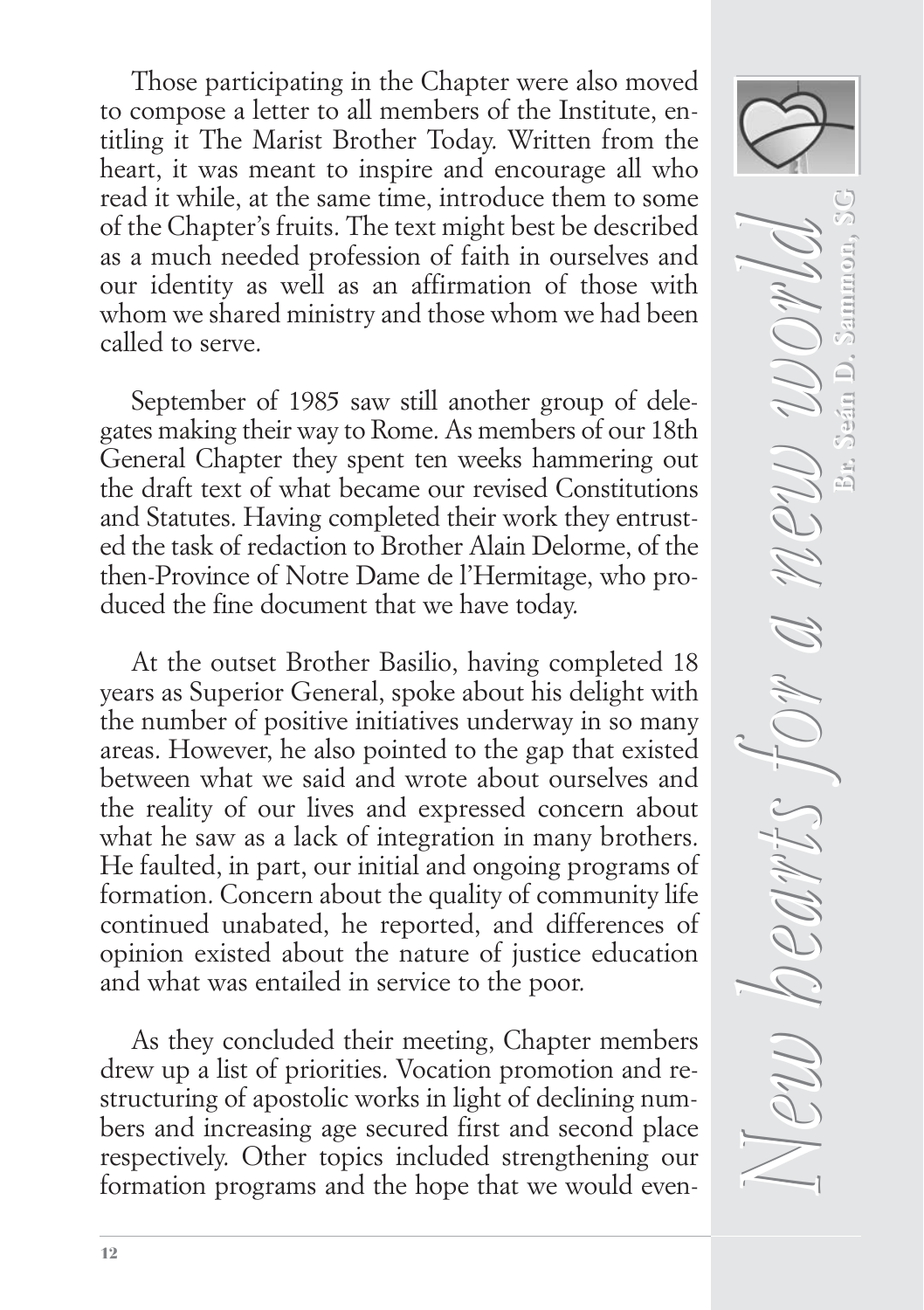Those participating in the Chapter were also moved to compose a letter to all members of the Institute, entitling it The Marist Brother Today. Written from the heart, it was meant to inspire and encourage all who read it while, at the same time, introduce them to some of the Chapter's fruits. The text might best be described as a much needed profession of faith in ourselves and our identity as well as an affirmation of those with whom we shared ministry and those whom we had been called to serve.

September of 1985 saw still another group of delegates making their way to Rome. As members of our 18th General Chapter they spent ten weeks hammering out the draft text of what became our revised Constitutions and Statutes. Having completed their work they entrusted the task of redaction to Brother Alain Delorme, of the then-Province of Notre Dame de l'Hermitage, who produced the fine document that we have today.

At the outset Brother Basilio, having completed 18 years as Superior General, spoke about his delight with the number of positive initiatives underway in so many areas. However, he also pointed to the gap that existed between what we said and wrote about ourselves and the reality of our lives and expressed concern about what he saw as a lack of integration in many brothers. He faulted, in part, our initial and ongoing programs of formation. Concern about the quality of community life continued unabated, he reported, and differences of opinion existed about the nature of justice education and what was entailed in service to the poor.

As they concluded their meeting, Chapter members drew up a list of priorities. Vocation promotion and restructuring of apostolic works in light of declining numbers and increasing age secured first and second place respectively. Other topics included strengthening our formation programs and the hope that we would even-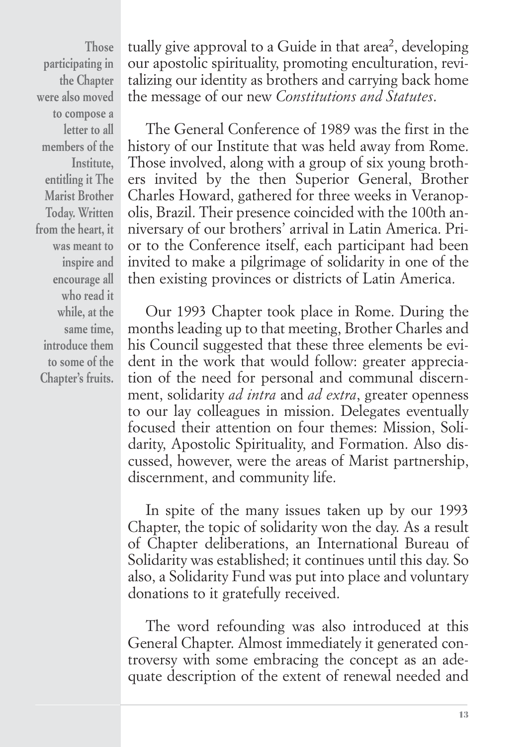**Those participating in the Chapter were also moved to compose a letter to all members of the Institute, entitling it The Marist Brother Today. Written from the heart, it was meant to inspire and encourage all who read it while, at the same time, introduce them to some of the Chapter's fruits.**

tually give approval to a Guide in that area[2], developing our apostolic spirituality, promoting enculturation, revitalizing our identity as brothers and carrying back home the message of our new *Constitutions and Statutes*.

The General Conference of 1989 was the first in the history of our Institute that was held away from Rome. Those involved, along with a group of six young brothers invited by the then Superior General, Brother Charles Howard, gathered for three weeks in Veranopolis, Brazil. Their presence coincided with the 100th anniversary of our brothers' arrival in Latin America. Prior to the Conference itself, each participant had been invited to make a pilgrimage of solidarity in one of the then existing provinces or districts of Latin America.

Our 1993 Chapter took place in Rome. During the months leading up to that meeting, Brother Charles and his Council suggested that these three elements be evident in the work that would follow: greater appreciation of the need for personal and communal discernment, solidarity *ad intra* and *ad extra*, greater openness to our lay colleagues in mission. Delegates eventually focused their attention on four themes: Mission, Solidarity, Apostolic Spirituality, and Formation. Also discussed, however, were the areas of Marist partnership, discernment, and community life.

In spite of the many issues taken up by our 1993 Chapter, the topic of solidarity won the day. As a result of Chapter deliberations, an International Bureau of Solidarity was established; it continues until this day. So also, a Solidarity Fund was put into place and voluntary donations to it gratefully received.

The word refounding was also introduced at this General Chapter. Almost immediately it generated controversy with some embracing the concept as an adequate description of the extent of renewal needed and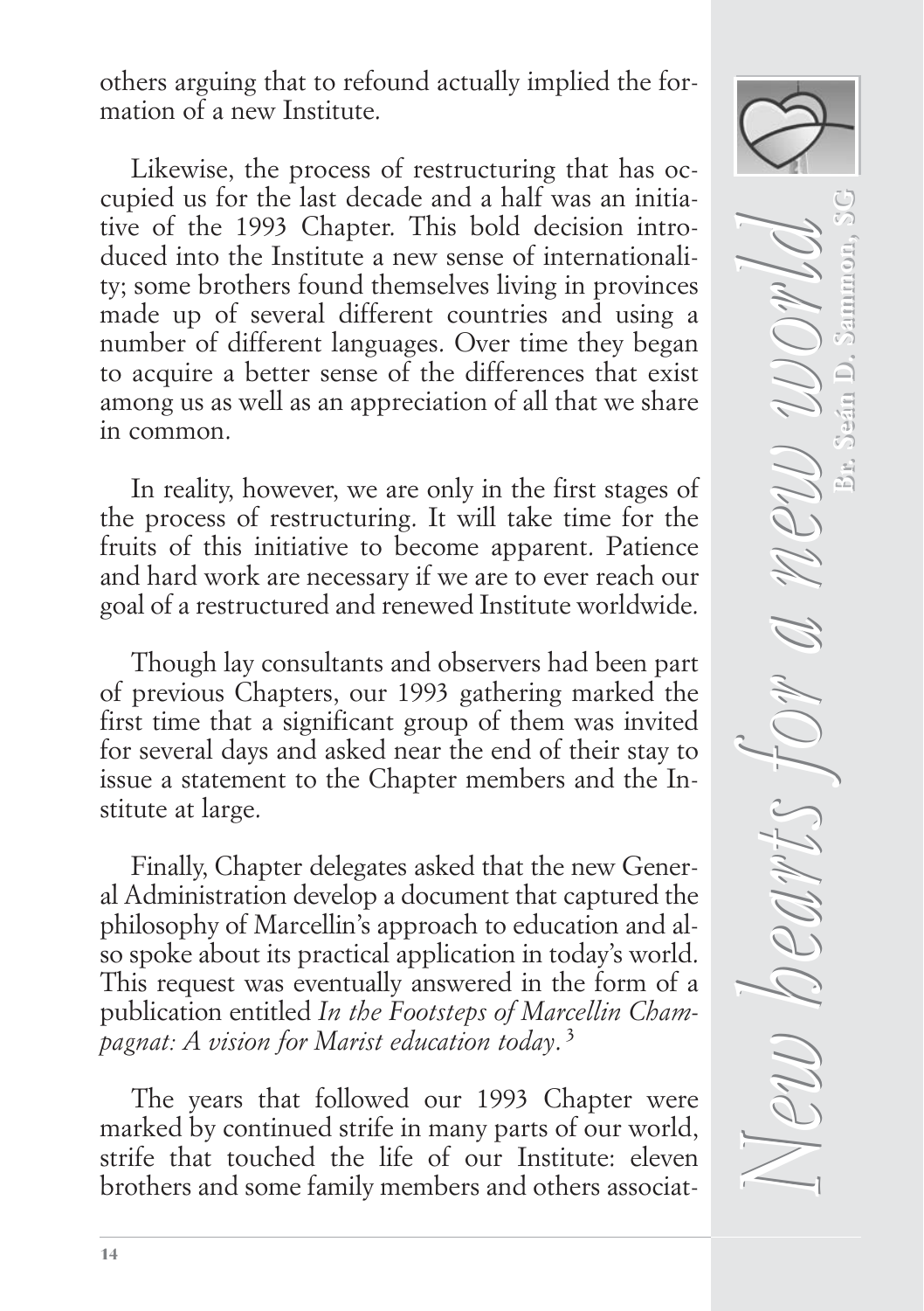others arguing that to refound actually implied the formation of a new Institute.

Likewise, the process of restructuring that has occupied us for the last decade and a half was an initiative of the 1993 Chapter. This bold decision introduced into the Institute a new sense of internationality; some brothers found themselves living in provinces made up of several different countries and using a number of different languages. Over time they began to acquire a better sense of the differences that exist among us as well as an appreciation of all that we share in common.

In reality, however, we are only in the first stages of the process of restructuring. It will take time for the fruits of this initiative to become apparent. Patience and hard work are necessary if we are to ever reach our goal of a restructured and renewed Institute worldwide.

Though lay consultants and observers had been part of previous Chapters, our 1993 gathering marked the first time that a significant group of them was invited for several days and asked near the end of their stay to issue a statement to the Chapter members and the Institute at large.

Finally, Chapter delegates asked that the new General Administration develop a document that captured the philosophy of Marcellin's approach to education and also spoke about its practical application in today's world. This request was eventually answered in the form of a publication entitled *In the Footsteps of Marcellin Champagnat: A vision for Marist education today*.[3]

The years that followed our 1993 Chapter were marked by continued strife in many parts of our world, strife that touched the life of our Institute: eleven brothers and some family members and others associat-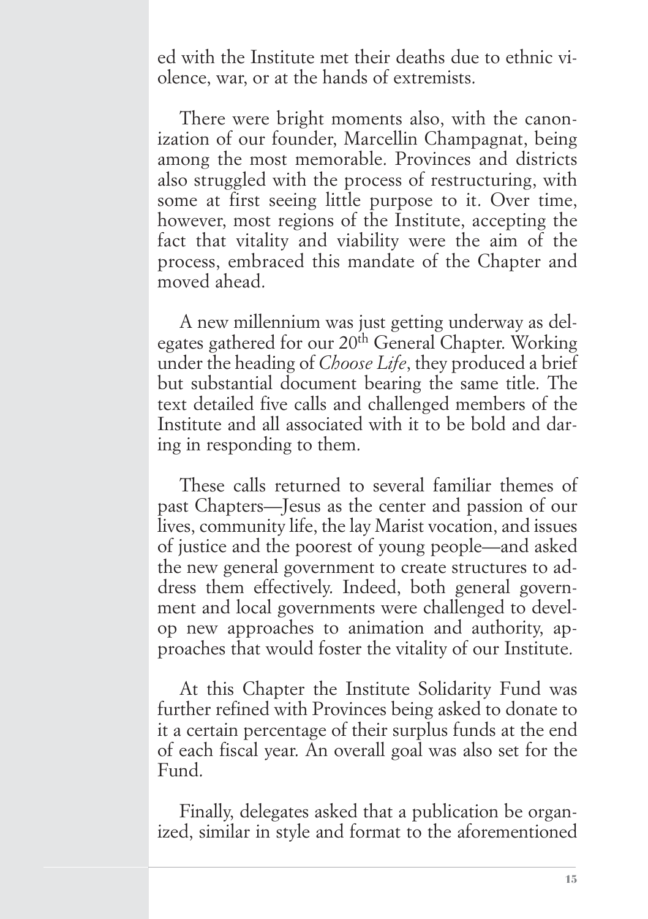ed with the Institute met their deaths due to ethnic violence, war, or at the hands of extremists.

There were bright moments also, with the canonization of our founder, Marcellin Champagnat, being among the most memorable. Provinces and districts also struggled with the process of restructuring, with some at first seeing little purpose to it. Over time, however, most regions of the Institute, accepting the fact that vitality and viability were the aim of the process, embraced this mandate of the Chapter and moved ahead.

A new millennium was just getting underway as delegates gathered for our 20th General Chapter. Working under the heading of *Choose Life*, they produced a brief but substantial document bearing the same title. The text detailed five calls and challenged members of the Institute and all associated with it to be bold and daring in responding to them.

These calls returned to several familiar themes of past Chapters—Jesus as the center and passion of our lives, community life, the lay Marist vocation, and issues of justice and the poorest of young people—and asked the new general government to create structures to address them effectively. Indeed, both general government and local governments were challenged to develop new approaches to animation and authority, approaches that would foster the vitality of our Institute.

At this Chapter the Institute Solidarity Fund was further refined with Provinces being asked to donate to it a certain percentage of their surplus funds at the end of each fiscal year. An overall goal was also set for the Fund.

Finally, delegates asked that a publication be organized, similar in style and format to the aforementioned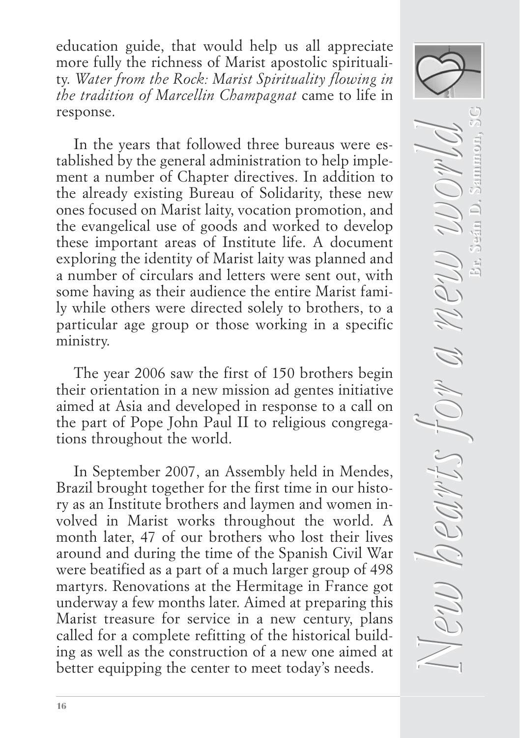education guide, that would help us all appreciate more fully the richness of Marist apostolic spirituality. *Water from the Rock: Marist Spirituality flowing in the tradition of Marcellin Champagnat* came to life in response.

In the years that followed three bureaus were established by the general administration to help implement a number of Chapter directives. In addition to the already existing Bureau of Solidarity, these new ones focused on Marist laity, vocation promotion, and the evangelical use of goods and worked to develop these important areas of Institute life. A document exploring the identity of Marist laity was planned and a number of circulars and letters were sent out, with some having as their audience the entire Marist family while others were directed solely to brothers, to a particular age group or those working in a specific ministry.

The year 2006 saw the first of 150 brothers begin their orientation in a new mission ad gentes initiative aimed at Asia and developed in response to a call on the part of Pope John Paul II to religious congregations throughout the world.

In September 2007, an Assembly held in Mendes, Brazil brought together for the first time in our history as an Institute brothers and laymen and women involved in Marist works throughout the world. A month later, 47 of our brothers who lost their lives around and during the time of the Spanish Civil War were beatified as a part of a much larger group of 498 martyrs. Renovations at the Hermitage in France got underway a few months later. Aimed at preparing this Marist treasure for service in a new century, plans called for a complete refitting of the historical building as well as the construction of a new one aimed at better equipping the center to meet today's needs.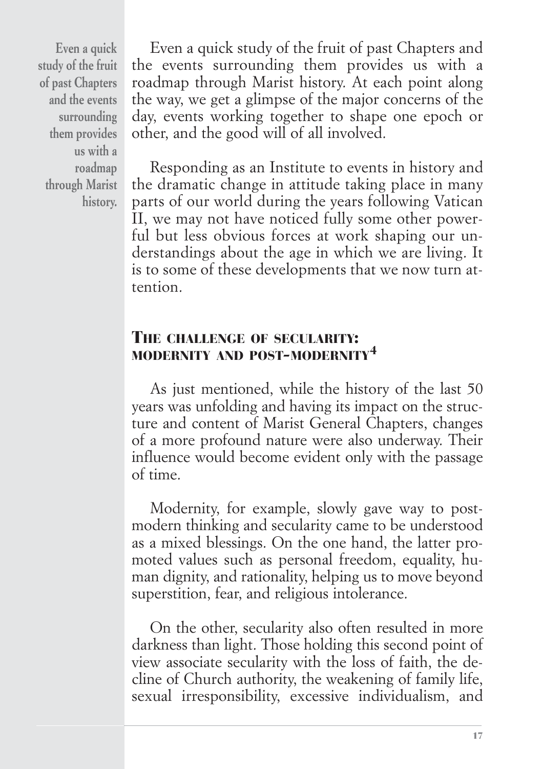Even a quick study of the fruit of past Chapters and the events surrounding them provides us with a roadmap through Marist history.

Even a quick study of the fruit of past Chapters and the events surrounding them provides us with a roadmap through Marist history. At each point along the way, we get a glimpse of the major concerns of the day, events working together to shape one epoch or other, and the good will of all involved.

Responding as an Institute to events in history and the dramatic change in attitude taking place in many parts of our world during the years following Vatican II, we may not have noticed fully some other powerful but less obvious forces at work shaping our understandings about the age in which we are living. It is to some of these developments that we now turn attention.

## The challenge of secularity: modernity and post-modernity[4]

As just mentioned, while the history of the last 50 years was unfolding and having its impact on the structure and content of Marist General Chapters, changes of a more profound nature were also underway. Their influence would become evident only with the passage of time.

Modernity, for example, slowly gave way to post-modern thinking and secularity came to be understood as a mixed blessings. On the one hand, the latter promoted values such as personal freedom, equality, human dignity, and rationality, helping us to move beyond superstition, fear, and religious intolerance.

On the other, secularity also often resulted in more darkness than light. Those holding this second point of view associate secularity with the loss of faith, the decline of Church authority, the weakening of family life, sexual irresponsibility, excessive individualism, and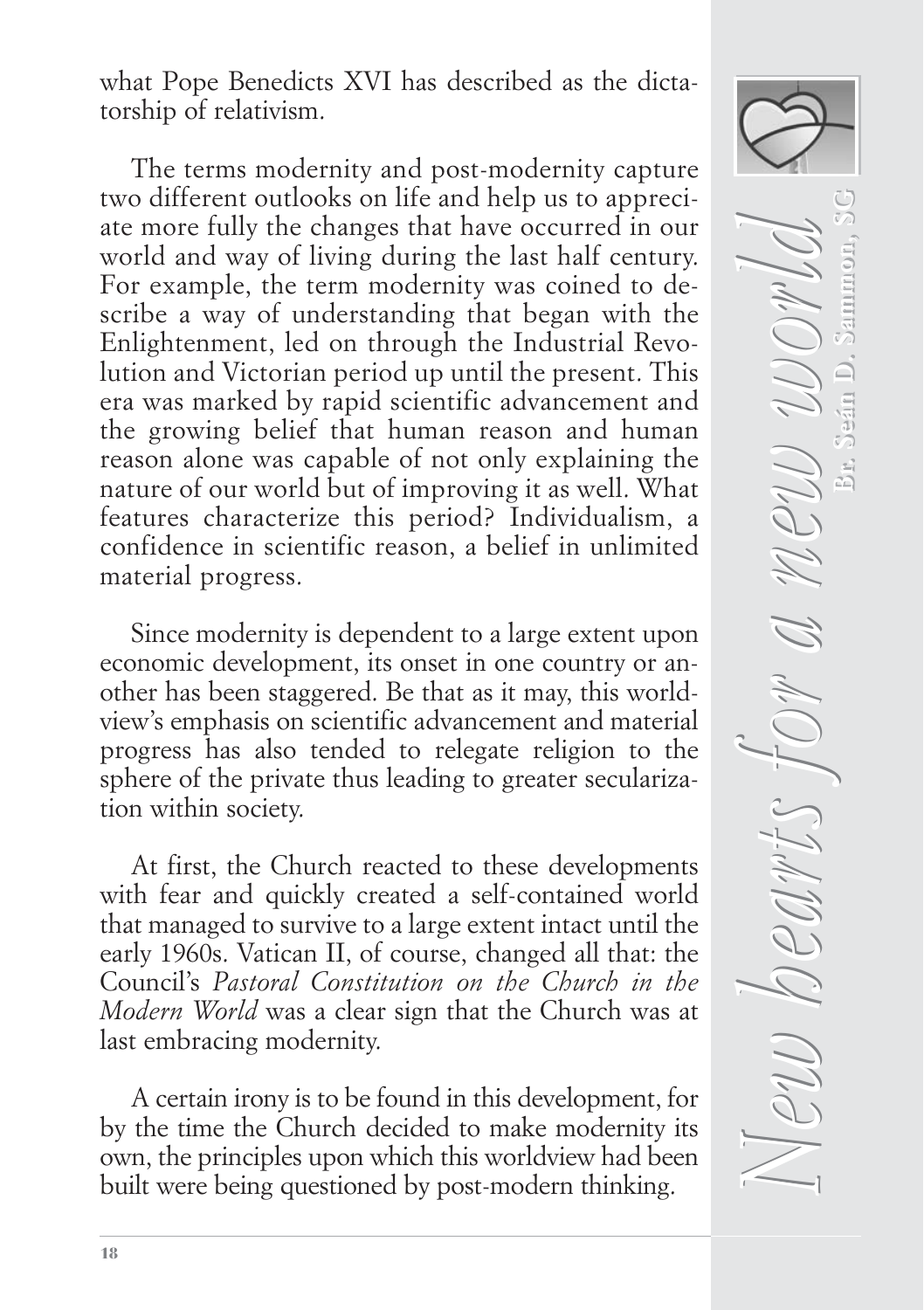what Pope Benedicts XVI has described as the dictatorship of relativism.

The terms modernity and post-modernity capture two different outlooks on life and help us to appreciate more fully the changes that have occurred in our world and way of living during the last half century. For example, the term modernity was coined to describe a way of understanding that began with the Enlightenment, led on through the Industrial Revolution and Victorian period up until the present. This era was marked by rapid scientific advancement and the growing belief that human reason and human reason alone was capable of not only explaining the nature of our world but of improving it as well. What features characterize this period? Individualism, a confidence in scientific reason, a belief in unlimited material progress.

Since modernity is dependent to a large extent upon economic development, its onset in one country or another has been staggered. Be that as it may, this worldview's emphasis on scientific advancement and material progress has also tended to relegate religion to the sphere of the private thus leading to greater secularization within society.

At first, the Church reacted to these developments with fear and quickly created a self-contained world that managed to survive to a large extent intact until the early 1960s. Vatican II, of course, changed all that: the Council's *Pastoral Constitution on the Church in the Modern World* was a clear sign that the Church was at last embracing modernity.

A certain irony is to be found in this development, for by the time the Church decided to make modernity its own, the principles upon which this worldview had been built were being questioned by post-modern thinking.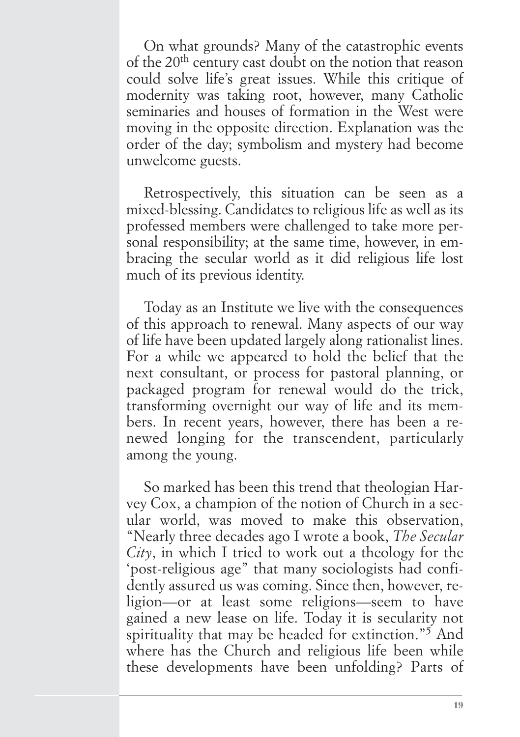On what grounds? Many of the catastrophic events of the 20th century cast doubt on the notion that reason could solve life's great issues. While this critique of modernity was taking root, however, many Catholic seminaries and houses of formation in the West were moving in the opposite direction. Explanation was the order of the day; symbolism and mystery had become unwelcome guests.

Retrospectively, this situation can be seen as a mixed-blessing. Candidates to religious life as well as its professed members were challenged to take more personal responsibility; at the same time, however, in embracing the secular world as it did religious life lost much of its previous identity.

Today as an Institute we live with the consequences of this approach to renewal. Many aspects of our way of life have been updated largely along rationalist lines. For a while we appeared to hold the belief that the next consultant, or process for pastoral planning, or packaged program for renewal would do the trick, transforming overnight our way of life and its members. In recent years, however, there has been a renewed longing for the transcendent, particularly among the young.

So marked has been this trend that theologian Harvey Cox, a champion of the notion of Church in a secular world, was moved to make this observation, "Nearly three decades ago I wrote a book, *The Secular City*, in which I tried to work out a theology for the 'post-religious age" that many sociologists had confidently assured us was coming. Since then, however, religion—or at least some religions—seem to have gained a new lease on life. Today it is secularity not spirituality that may be headed for extinction."[5] And where has the Church and religious life been while these developments have been unfolding? Parts of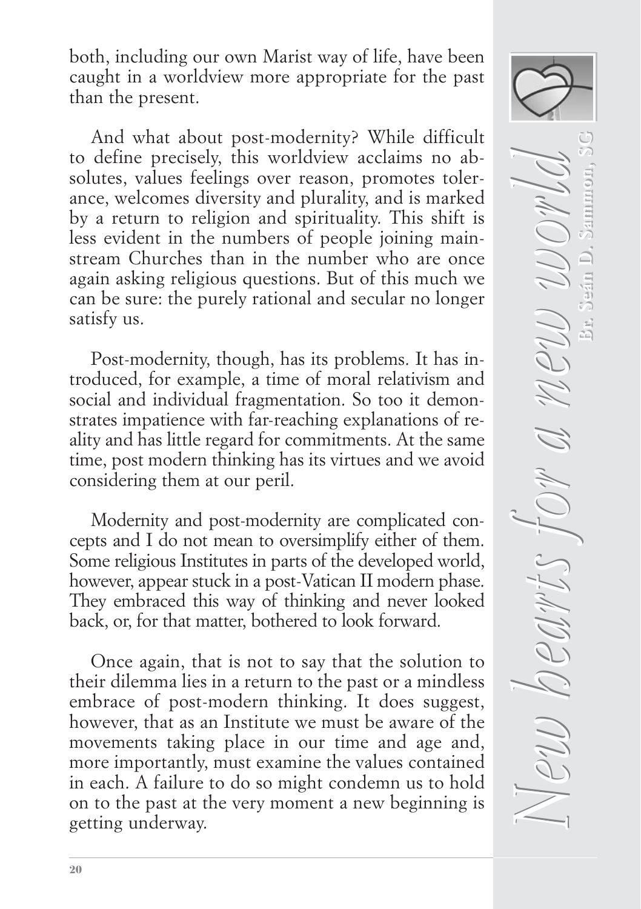both, including our own Marist way of life, have been caught in a worldview more appropriate for the past than the present.

And what about post-modernity? While difficult to define precisely, this worldview acclaims no absolutes, values feelings over reason, promotes tolerance, welcomes diversity and plurality, and is marked by a return to religion and spirituality. This shift is less evident in the numbers of people joining mainstream Churches than in the number who are once again asking religious questions. But of this much we can be sure: the purely rational and secular no longer satisfy us.

Post-modernity, though, has its problems. It has introduced, for example, a time of moral relativism and social and individual fragmentation. So too it demonstrates impatience with far-reaching explanations of reality and has little regard for commitments. At the same time, post modern thinking has its virtues and we avoid considering them at our peril.

Modernity and post-modernity are complicated concepts and I do not mean to oversimplify either of them. Some religious Institutes in parts of the developed world, however, appear stuck in a post-Vatican II modern phase. They embraced this way of thinking and never looked back, or, for that matter, bothered to look forward.

Once again, that is not to say that the solution to their dilemma lies in a return to the past or a mindless embrace of post-modern thinking. It does suggest, however, that as an Institute we must be aware of the movements taking place in our time and age and, more importantly, must examine the values contained in each. A failure to do so might condemn us to hold on to the past at the very moment a new beginning is getting underway.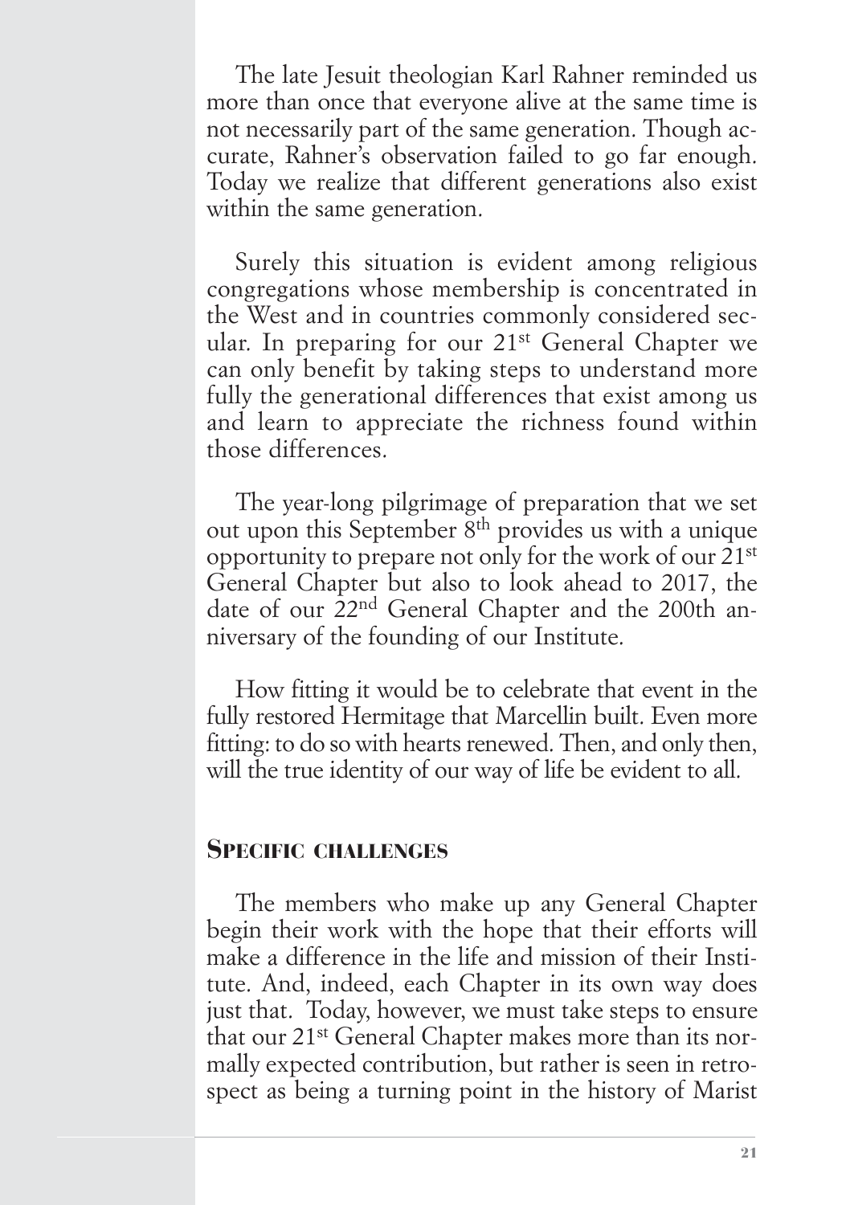The late Jesuit theologian Karl Rahner reminded us more than once that everyone alive at the same time is not necessarily part of the same generation. Though accurate, Rahner's observation failed to go far enough. Today we realize that different generations also exist within the same generation.

Surely this situation is evident among religious congregations whose membership is concentrated in the West and in countries commonly considered secular. In preparing for our 21st General Chapter we can only benefit by taking steps to understand more fully the generational differences that exist among us and learn to appreciate the richness found within those differences.

The year-long pilgrimage of preparation that we set out upon this September 8th provides us with a unique opportunity to prepare not only for the work of our 21st General Chapter but also to look ahead to 2017, the date of our 22nd General Chapter and the 200th anniversary of the founding of our Institute.

How fitting it would be to celebrate that event in the fully restored Hermitage that Marcellin built. Even more fitting: to do so with hearts renewed. Then, and only then, will the true identity of our way of life be evident to all.

## Specific challenges

The members who make up any General Chapter begin their work with the hope that their efforts will make a difference in the life and mission of their Institute. And, indeed, each Chapter in its own way does just that. Today, however, we must take steps to ensure that our 21st General Chapter makes more than its normally expected contribution, but rather is seen in retrospect as being a turning point in the history of Marist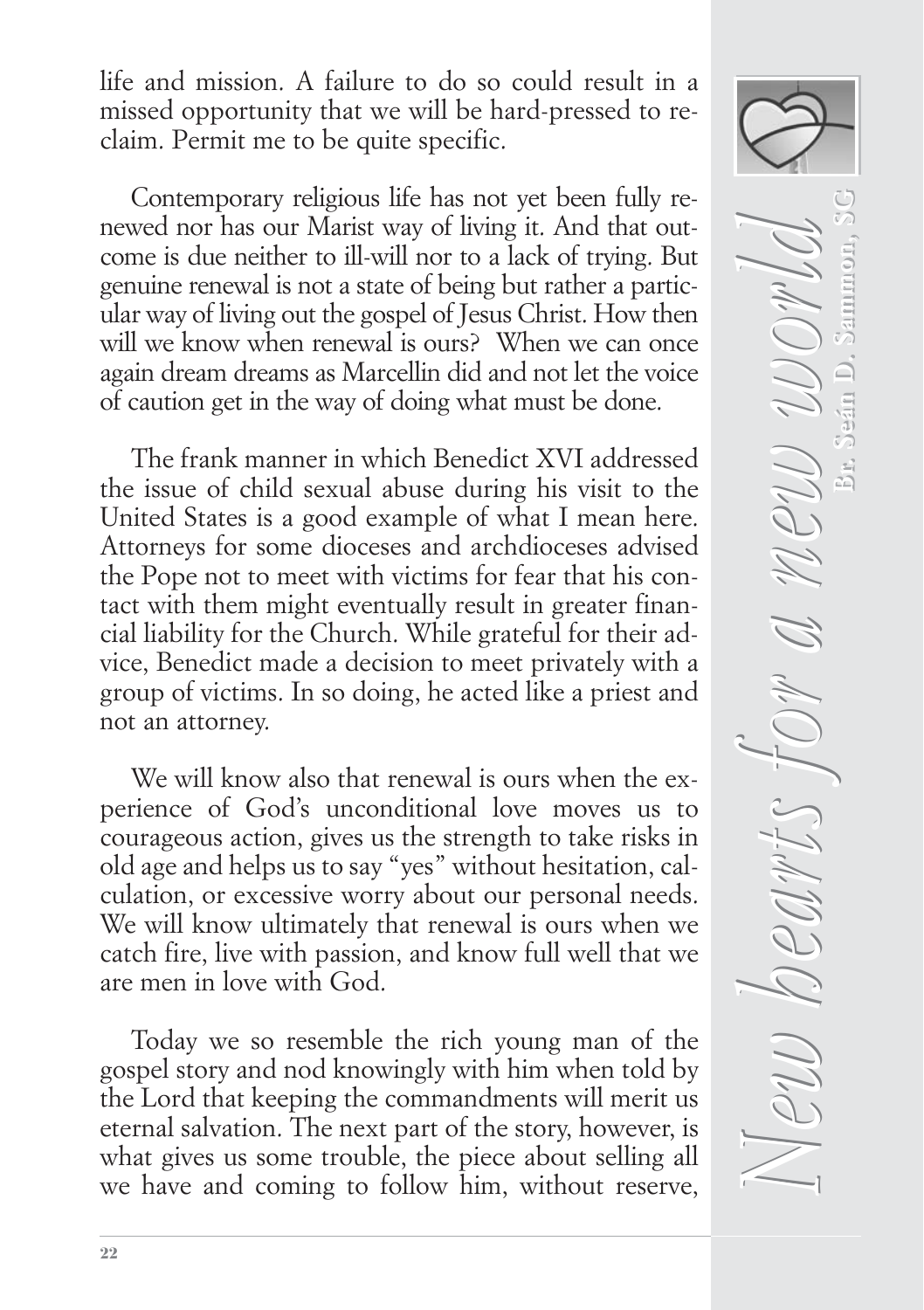life and mission. A failure to do so could result in a missed opportunity that we will be hard-pressed to reclaim. Permit me to be quite specific.

Contemporary religious life has not yet been fully renewed nor has our Marist way of living it. And that outcome is due neither to ill-will nor to a lack of trying. But genuine renewal is not a state of being but rather a particular way of living out the gospel of Jesus Christ. How then will we know when renewal is ours? When we can once again dream dreams as Marcellin did and not let the voice of caution get in the way of doing what must be done.

The frank manner in which Benedict XVI addressed the issue of child sexual abuse during his visit to the United States is a good example of what I mean here. Attorneys for some dioceses and archdioceses advised the Pope not to meet with victims for fear that his contact with them might eventually result in greater financial liability for the Church. While grateful for their advice, Benedict made a decision to meet privately with a group of victims. In so doing, he acted like a priest and not an attorney.

We will know also that renewal is ours when the experience of God's unconditional love moves us to courageous action, gives us the strength to take risks in old age and helps us to say "yes" without hesitation, calculation, or excessive worry about our personal needs. We will know ultimately that renewal is ours when we catch fire, live with passion, and know full well that we are men in love with God.

Today we so resemble the rich young man of the gospel story and nod knowingly with him when told by the Lord that keeping the commandments will merit us eternal salvation. The next part of the story, however, is what gives us some trouble, the piece about selling all we have and coming to follow him, without reserve,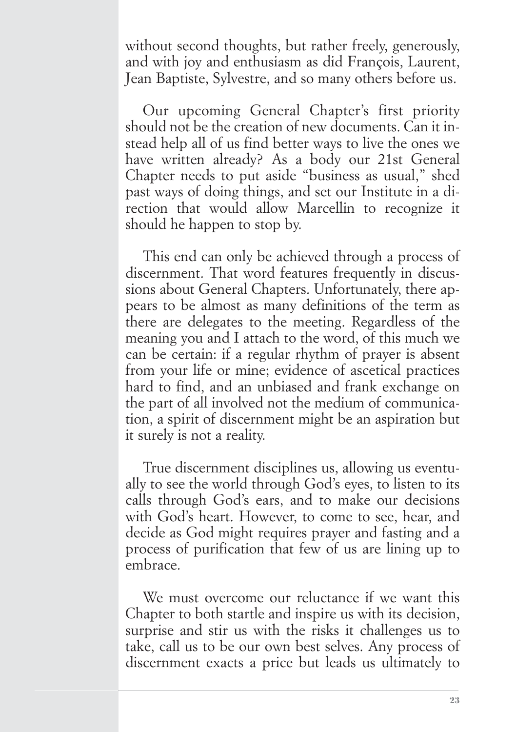without second thoughts, but rather freely, generously, and with joy and enthusiasm as did François, Laurent, Jean Baptiste, Sylvestre, and so many others before us.

Our upcoming General Chapter's first priority should not be the creation of new documents. Can it instead help all of us find better ways to live the ones we have written already? As a body our 21st General Chapter needs to put aside "business as usual," shed past ways of doing things, and set our Institute in a direction that would allow Marcellin to recognize it should he happen to stop by.

This end can only be achieved through a process of discernment. That word features frequently in discussions about General Chapters. Unfortunately, there appears to be almost as many definitions of the term as there are delegates to the meeting. Regardless of the meaning you and I attach to the word, of this much we can be certain: if a regular rhythm of prayer is absent from your life or mine; evidence of ascetical practices hard to find, and an unbiased and frank exchange on the part of all involved not the medium of communication, a spirit of discernment might be an aspiration but it surely is not a reality.

True discernment disciplines us, allowing us eventually to see the world through God's eyes, to listen to its calls through God's ears, and to make our decisions with God's heart. However, to come to see, hear, and decide as God might requires prayer and fasting and a process of purification that few of us are lining up to embrace.

We must overcome our reluctance if we want this Chapter to both startle and inspire us with its decision, surprise and stir us with the risks it challenges us to take, call us to be our own best selves. Any process of discernment exacts a price but leads us ultimately to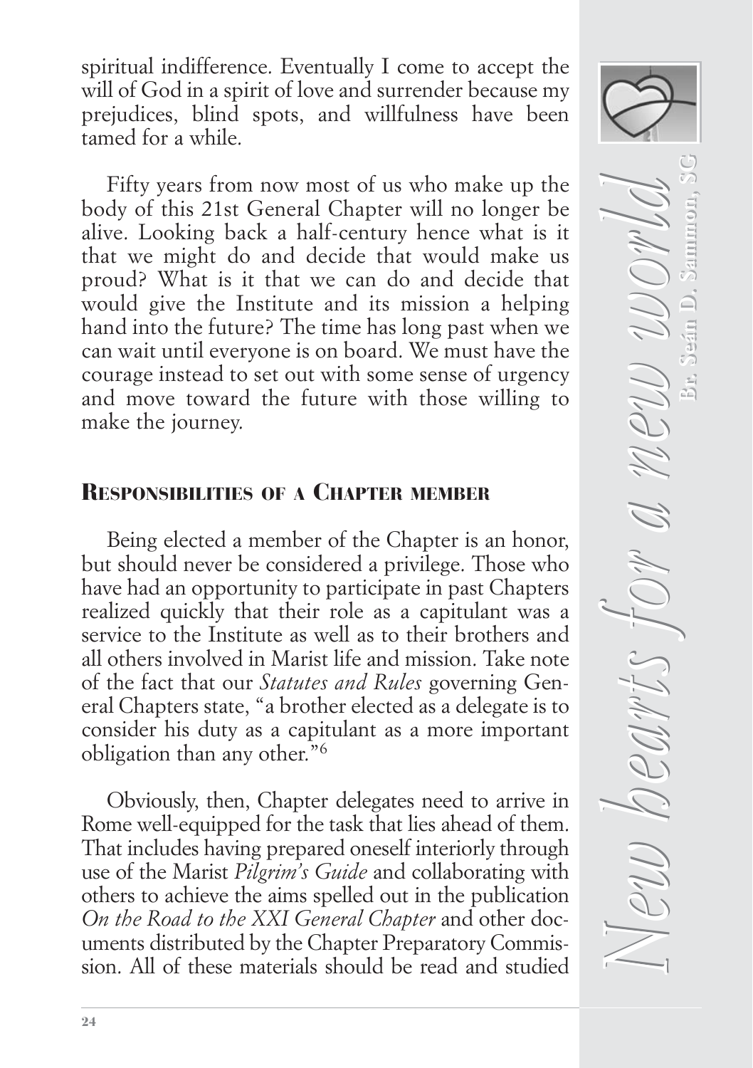spiritual indifference. Eventually I come to accept the will of God in a spirit of love and surrender because my prejudices, blind spots, and willfulness have been tamed for a while.

Fifty years from now most of us who make up the body of this 21st General Chapter will no longer be alive. Looking back a half-century hence what is it that we might do and decide that would make us proud? What is it that we can do and decide that would give the Institute and its mission a helping hand into the future? The time has long past when we can wait until everyone is on board. We must have the courage instead to set out with some sense of urgency and move toward the future with those willing to make the journey.

## Responsibilities of a Chapter member

Being elected a member of the Chapter is an honor, but should never be considered a privilege. Those who have had an opportunity to participate in past Chapters realized quickly that their role as a capitulant was a service to the Institute as well as to their brothers and all others involved in Marist life and mission. Take note of the fact that our *Statutes and Rules* governing General Chapters state, "a brother elected as a delegate is to consider his duty as a capitulant as a more important obligation than any other."[6]

Obviously, then, Chapter delegates need to arrive in Rome well-equipped for the task that lies ahead of them. That includes having prepared oneself interiorly through use of the Marist *Pilgrim's Guide* and collaborating with others to achieve the aims spelled out in the publication *On the Road to the XXI General Chapter* and other documents distributed by the Chapter Preparatory Commission. All of these materials should be read and studied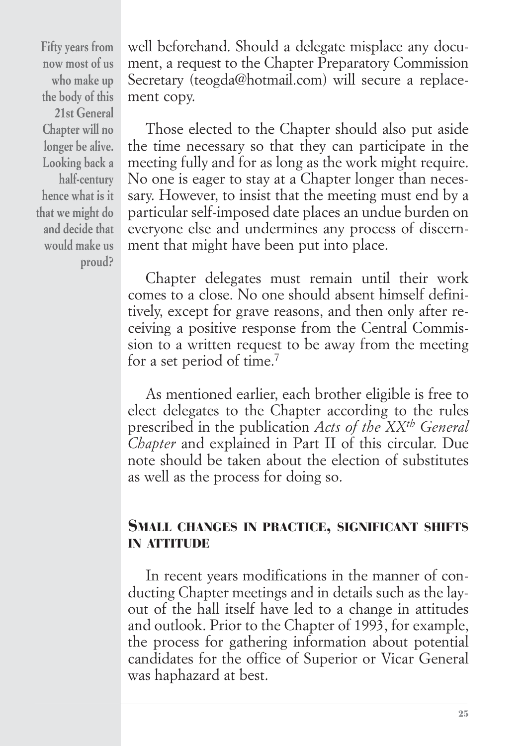**Fifty years from now most of us who make up the body of this 21st General Chapter will no longer be alive. Looking back a half-century hence what is it that we might do and decide that would make us proud?**

well beforehand. Should a delegate misplace any document, a request to the Chapter Preparatory Commission Secretary (teogda@hotmail.com) will secure a replacement copy.

Those elected to the Chapter should also put aside the time necessary so that they can participate in the meeting fully and for as long as the work might require. No one is eager to stay at a Chapter longer than necessary. However, to insist that the meeting must end by a particular self-imposed date places an undue burden on everyone else and undermines any process of discernment that might have been put into place.

Chapter delegates must remain until their work comes to a close. No one should absent himself definitively, except for grave reasons, and then only after receiving a positive response from the Central Commission to a written request to be away from the meeting for a set period of time.[7]

As mentioned earlier, each brother eligible is free to elect delegates to the Chapter according to the rules prescribed in the publication *Acts of the XX$^{th}$ General Chapter* and explained in Part II of this circular. Due note should be taken about the election of substitutes as well as the process for doing so.

## Small changes in practice, significant shifts in attitude

In recent years modifications in the manner of conducting Chapter meetings and in details such as the layout of the hall itself have led to a change in attitudes and outlook. Prior to the Chapter of 1993, for example, the process for gathering information about potential candidates for the office of Superior or Vicar General was haphazard at best.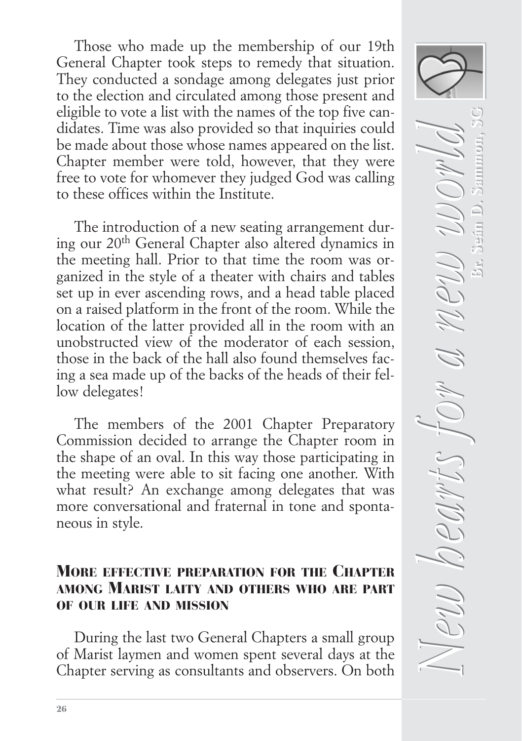Those who made up the membership of our 19th General Chapter took steps to remedy that situation. They conducted a sondage among delegates just prior to the election and circulated among those present and eligible to vote a list with the names of the top five candidates. Time was also provided so that inquiries could be made about those whose names appeared on the list. Chapter member were told, however, that they were free to vote for whomever they judged God was calling to these offices within the Institute.

The introduction of a new seating arrangement during our 20th General Chapter also altered dynamics in the meeting hall. Prior to that time the room was organized in the style of a theater with chairs and tables set up in ever ascending rows, and a head table placed on a raised platform in the front of the room. While the location of the latter provided all in the room with an unobstructed view of the moderator of each session, those in the back of the hall also found themselves facing a sea made up of the backs of the heads of their fellow delegates!

The members of the 2001 Chapter Preparatory Commission decided to arrange the Chapter room in the shape of an oval. In this way those participating in the meeting were able to sit facing one another. With what result? An exchange among delegates that was more conversational and fraternal in tone and spontaneous in style.

### More effective preparation for the Chapter among Marist laity and others who are part of our life and mission

During the last two General Chapters a small group of Marist laymen and women spent several days at the Chapter serving as consultants and observers. On both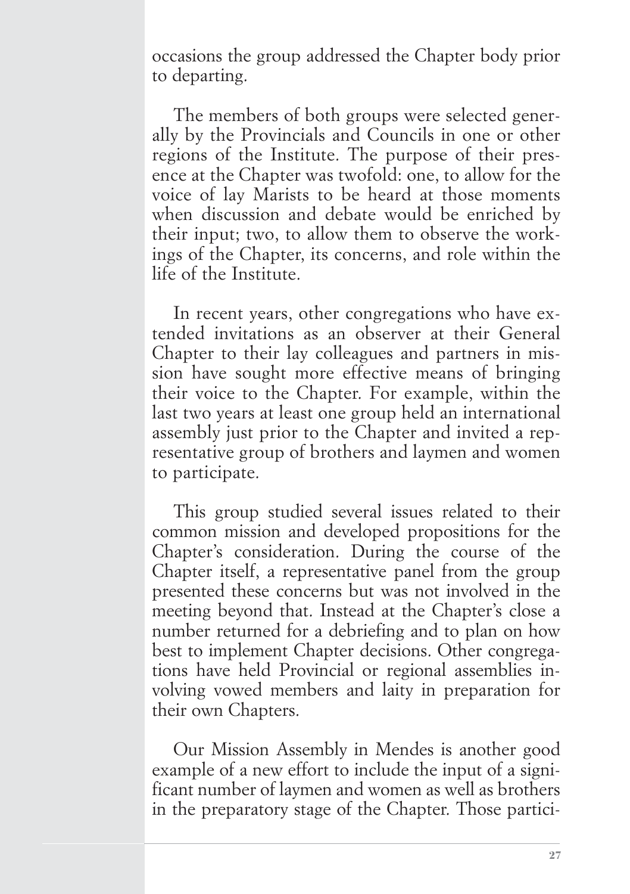occasions the group addressed the Chapter body prior to departing.

The members of both groups were selected generally by the Provincials and Councils in one or other regions of the Institute. The purpose of their presence at the Chapter was twofold: one, to allow for the voice of lay Marists to be heard at those moments when discussion and debate would be enriched by their input; two, to allow them to observe the workings of the Chapter, its concerns, and role within the life of the Institute.

In recent years, other congregations who have extended invitations as an observer at their General Chapter to their lay colleagues and partners in mission have sought more effective means of bringing their voice to the Chapter. For example, within the last two years at least one group held an international assembly just prior to the Chapter and invited a representative group of brothers and laymen and women to participate.

This group studied several issues related to their common mission and developed propositions for the Chapter's consideration. During the course of the Chapter itself, a representative panel from the group presented these concerns but was not involved in the meeting beyond that. Instead at the Chapter's close a number returned for a debriefing and to plan on how best to implement Chapter decisions. Other congregations have held Provincial or regional assemblies involving vowed members and laity in preparation for their own Chapters.

Our Mission Assembly in Mendes is another good example of a new effort to include the input of a significant number of laymen and women as well as brothers in the preparatory stage of the Chapter. Those partici-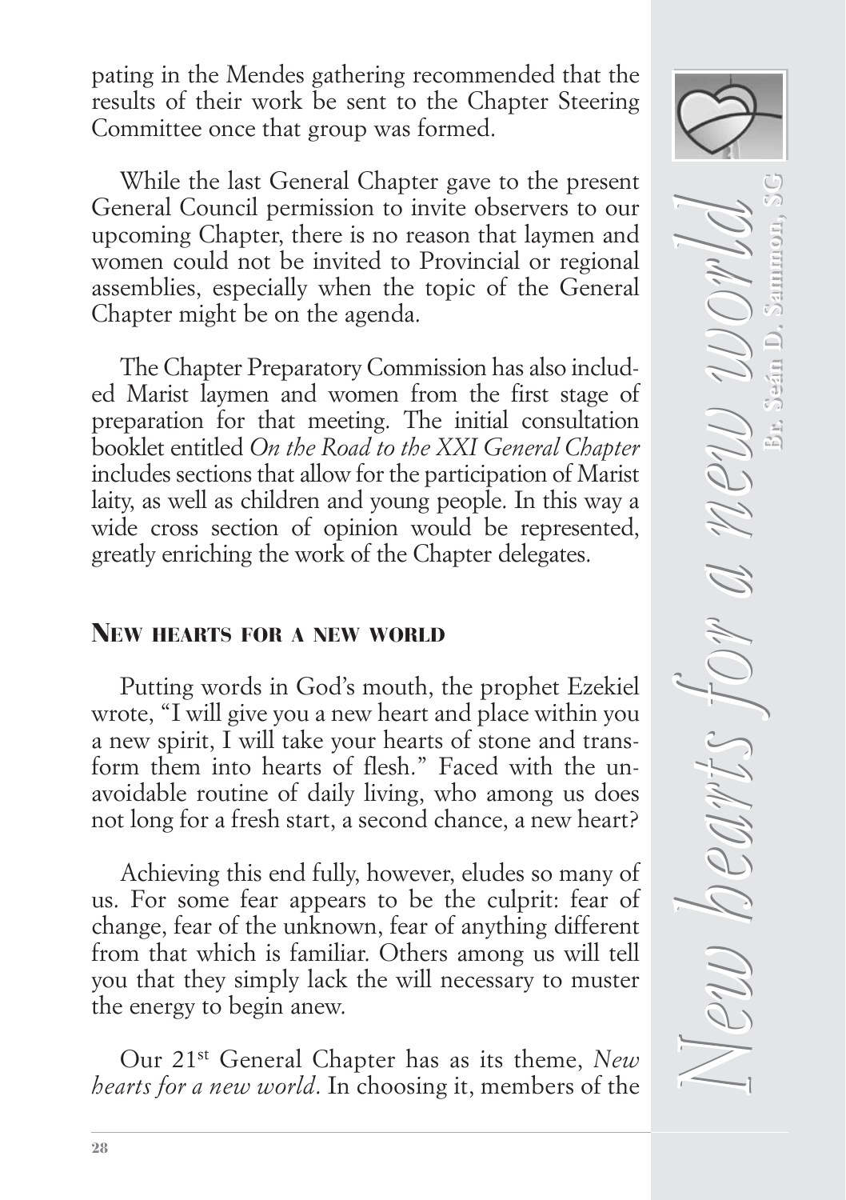pating in the Mendes gathering recommended that the results of their work be sent to the Chapter Steering Committee once that group was formed.

While the last General Chapter gave to the present General Council permission to invite observers to our upcoming Chapter, there is no reason that laymen and women could not be invited to Provincial or regional assemblies, especially when the topic of the General Chapter might be on the agenda.

The Chapter Preparatory Commission has also included Marist laymen and women from the first stage of preparation for that meeting. The initial consultation booklet entitled *On the Road to the XXI General Chapter* includes sections that allow for the participation of Marist laity, as well as children and young people. In this way a wide cross section of opinion would be represented, greatly enriching the work of the Chapter delegates.

## New hearts for a new world

Putting words in God's mouth, the prophet Ezekiel wrote, "I will give you a new heart and place within you a new spirit, I will take your hearts of stone and transform them into hearts of flesh." Faced with the unavoidable routine of daily living, who among us does not long for a fresh start, a second chance, a new heart?

Achieving this end fully, however, eludes so many of us. For some fear appears to be the culprit: fear of change, fear of the unknown, fear of anything different from that which is familiar. Others among us will tell you that they simply lack the will necessary to muster the energy to begin anew.

Our 21st General Chapter has as its theme, *New hearts for a new world*. In choosing it, members of the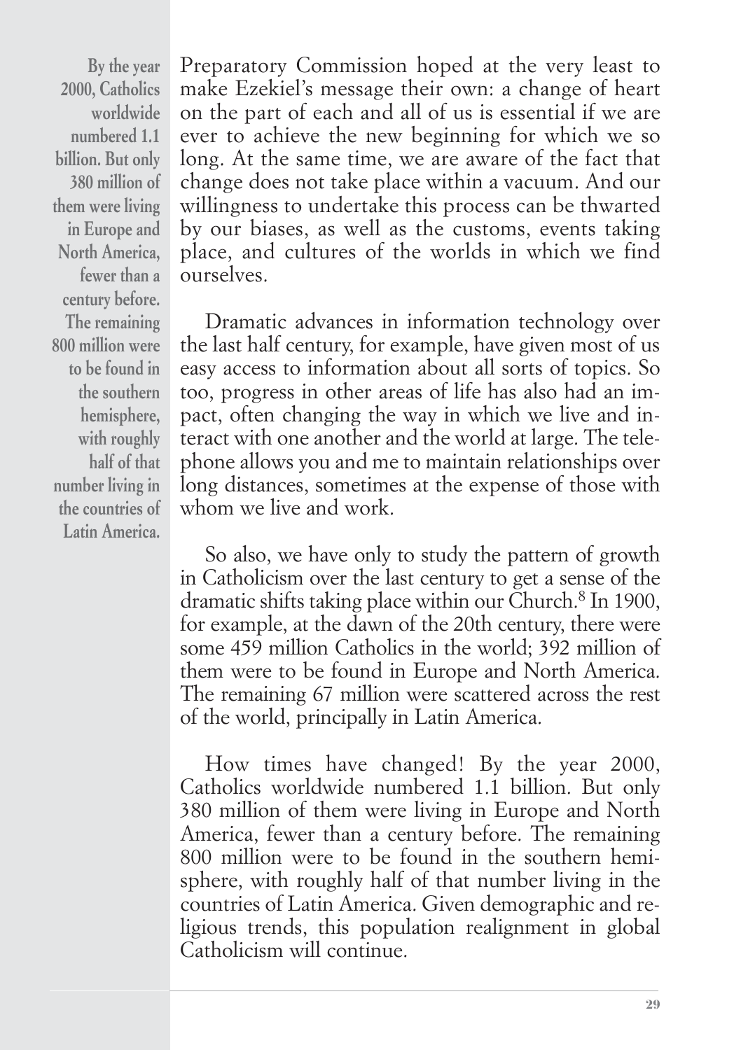**By the year 2000, Catholics worldwide numbered 1.1 billion. But only 380 million of them were living in Europe and North America, fewer than a century before. The remaining 800 million were to be found in the southern hemisphere, with roughly half of that number living in the countries of Latin America.**

Preparatory Commission hoped at the very least to make Ezekiel's message their own: a change of heart on the part of each and all of us is essential if we are ever to achieve the new beginning for which we so long. At the same time, we are aware of the fact that change does not take place within a vacuum. And our willingness to undertake this process can be thwarted by our biases, as well as the customs, events taking place, and cultures of the worlds in which we find ourselves.

Dramatic advances in information technology over the last half century, for example, have given most of us easy access to information about all sorts of topics. So too, progress in other areas of life has also had an impact, often changing the way in which we live and interact with one another and the world at large. The telephone allows you and me to maintain relationships over long distances, sometimes at the expense of those with whom we live and work.

So also, we have only to study the pattern of growth in Catholicism over the last century to get a sense of the dramatic shifts taking place within our Church.[8] In 1900, for example, at the dawn of the 20th century, there were some 459 million Catholics in the world; 392 million of them were to be found in Europe and North America. The remaining 67 million were scattered across the rest of the world, principally in Latin America.

How times have changed! By the year 2000, Catholics worldwide numbered 1.1 billion. But only 380 million of them were living in Europe and North America, fewer than a century before. The remaining 800 million were to be found in the southern hemisphere, with roughly half of that number living in the countries of Latin America. Given demographic and religious trends, this population realignment in global Catholicism will continue.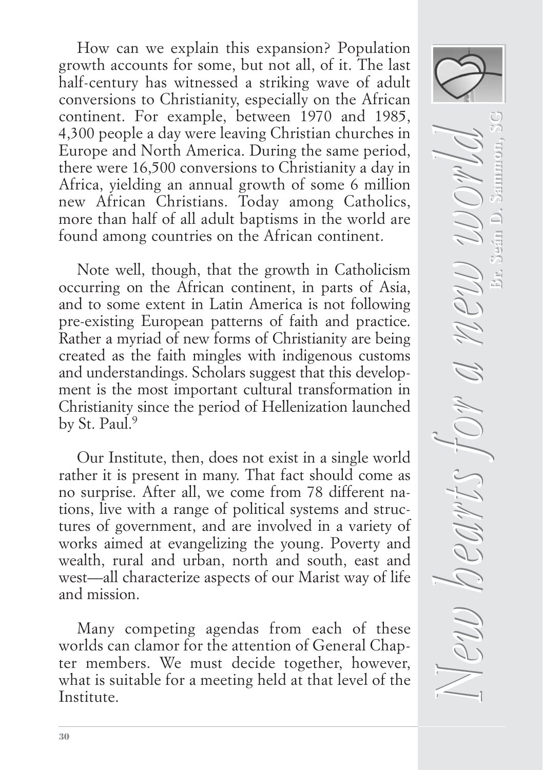How can we explain this expansion? Population growth accounts for some, but not all, of it. The last half-century has witnessed a striking wave of adult conversions to Christianity, especially on the African continent. For example, between 1970 and 1985, 4,300 people a day were leaving Christian churches in Europe and North America. During the same period, there were 16,500 conversions to Christianity a day in Africa, yielding an annual growth of some 6 million new African Christians. Today among Catholics, more than half of all adult baptisms in the world are found among countries on the African continent.

Note well, though, that the growth in Catholicism occurring on the African continent, in parts of Asia, and to some extent in Latin America is not following pre-existing European patterns of faith and practice. Rather a myriad of new forms of Christianity are being created as the faith mingles with indigenous customs and understandings. Scholars suggest that this development is the most important cultural transformation in Christianity since the period of Hellenization launched by St. Paul.[9]

Our Institute, then, does not exist in a single world rather it is present in many. That fact should come as no surprise. After all, we come from 78 different nations, live with a range of political systems and structures of government, and are involved in a variety of works aimed at evangelizing the young. Poverty and wealth, rural and urban, north and south, east and west—all characterize aspects of our Marist way of life and mission.

Many competing agendas from each of these worlds can clamor for the attention of General Chapter members. We must decide together, however, what is suitable for a meeting held at that level of the Institute.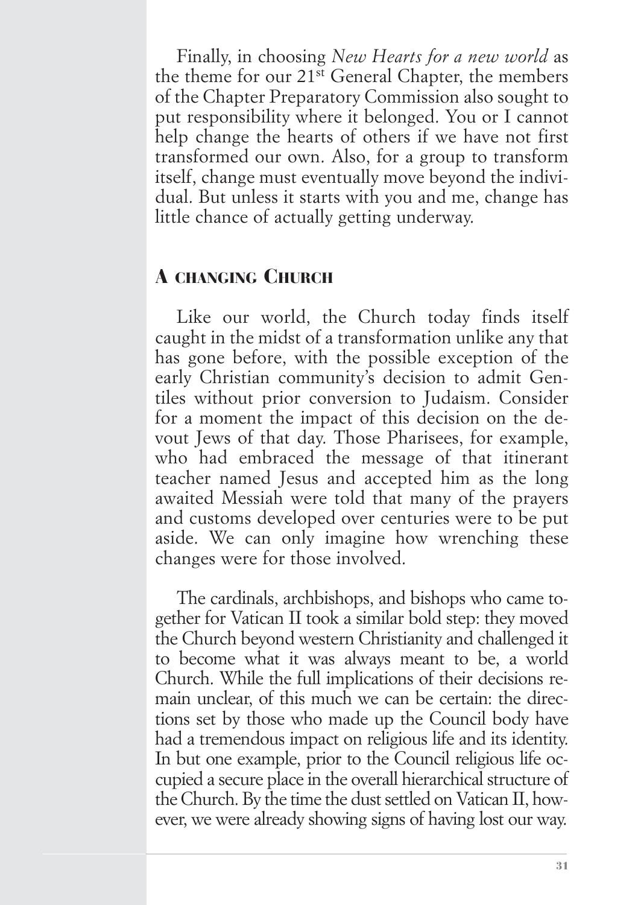Finally, in choosing *New Hearts for a new world* as the theme for our 21st General Chapter, the members of the Chapter Preparatory Commission also sought to put responsibility where it belonged. You or I cannot help change the hearts of others if we have not first transformed our own. Also, for a group to transform itself, change must eventually move beyond the individual. But unless it starts with you and me, change has little chance of actually getting underway.

## A changing Church

Like our world, the Church today finds itself caught in the midst of a transformation unlike any that has gone before, with the possible exception of the early Christian community's decision to admit Gentiles without prior conversion to Judaism. Consider for a moment the impact of this decision on the devout Jews of that day. Those Pharisees, for example, who had embraced the message of that itinerant teacher named Jesus and accepted him as the long awaited Messiah were told that many of the prayers and customs developed over centuries were to be put aside. We can only imagine how wrenching these changes were for those involved.

The cardinals, archbishops, and bishops who came together for Vatican II took a similar bold step: they moved the Church beyond western Christianity and challenged it to become what it was always meant to be, a world Church. While the full implications of their decisions remain unclear, of this much we can be certain: the directions set by those who made up the Council body have had a tremendous impact on religious life and its identity. In but one example, prior to the Council religious life occupied a secure place in the overall hierarchical structure of the Church. By the time the dust settled on Vatican II, however, we were already showing signs of having lost our way.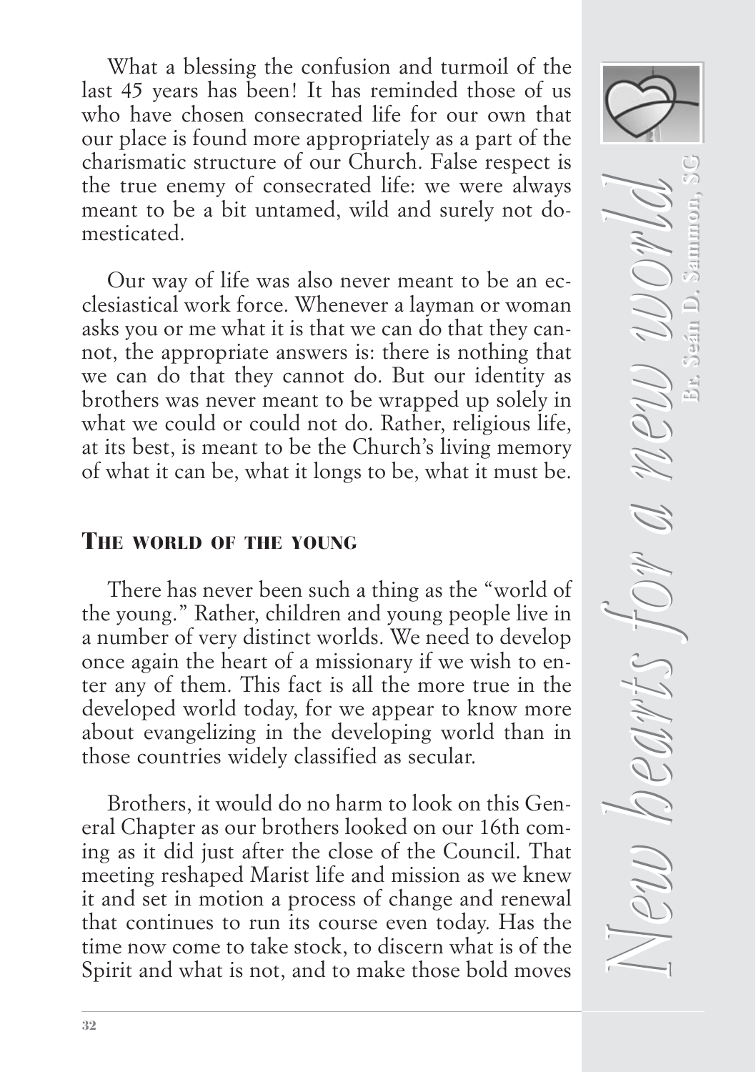What a blessing the confusion and turmoil of the last 45 years has been! It has reminded those of us who have chosen consecrated life for our own that our place is found more appropriately as a part of the charismatic structure of our Church. False respect is the true enemy of consecrated life: we were always meant to be a bit untamed, wild and surely not domesticated.

Our way of life was also never meant to be an ecclesiastical work force. Whenever a layman or woman asks you or me what it is that we can do that they cannot, the appropriate answers is: there is nothing that we can do that they cannot do. But our identity as brothers was never meant to be wrapped up solely in what we could or could not do. Rather, religious life, at its best, is meant to be the Church's living memory of what it can be, what it longs to be, what it must be.

## THE WORLD OF THE YOUNG

There has never been such a thing as the "world of the young." Rather, children and young people live in a number of very distinct worlds. We need to develop once again the heart of a missionary if we wish to enter any of them. This fact is all the more true in the developed world today, for we appear to know more about evangelizing in the developing world than in those countries widely classified as secular.

Brothers, it would do no harm to look on this General Chapter as our brothers looked on our 16th coming as it did just after the close of the Council. That meeting reshaped Marist life and mission as we knew it and set in motion a process of change and renewal that continues to run its course even today. Has the time now come to take stock, to discern what is of the Spirit and what is not, and to make those bold moves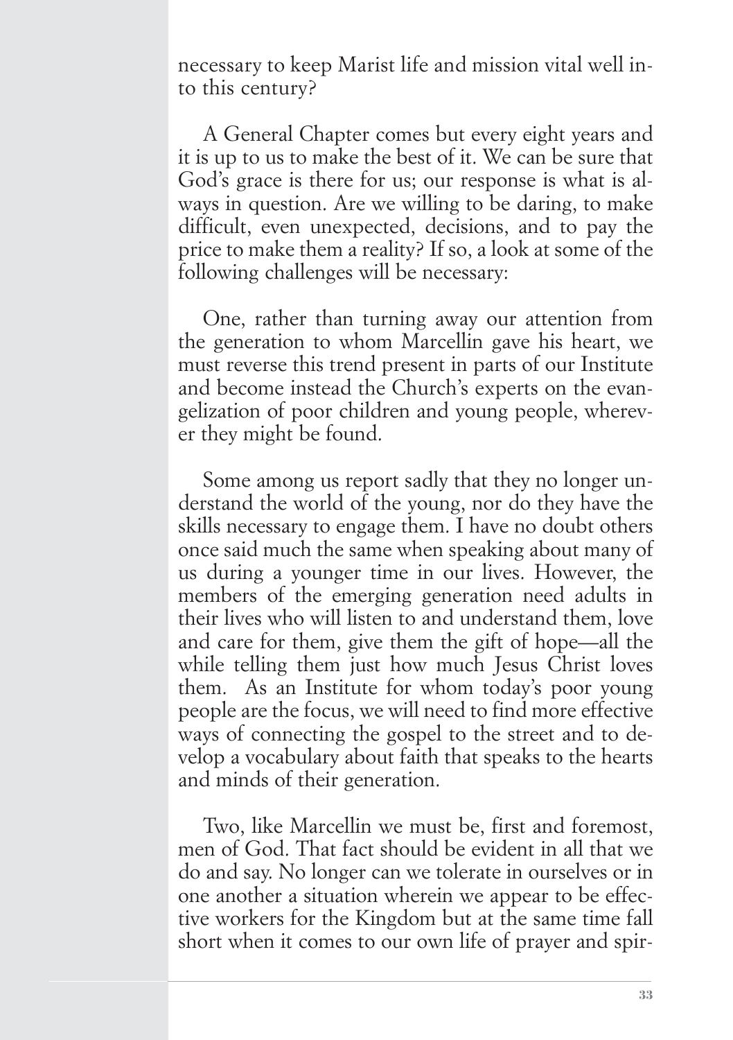necessary to keep Marist life and mission vital well into this century?

A General Chapter comes but every eight years and it is up to us to make the best of it. We can be sure that God's grace is there for us; our response is what is always in question. Are we willing to be daring, to make difficult, even unexpected, decisions, and to pay the price to make them a reality? If so, a look at some of the following challenges will be necessary:

One, rather than turning away our attention from the generation to whom Marcellin gave his heart, we must reverse this trend present in parts of our Institute and become instead the Church's experts on the evangelization of poor children and young people, wherever they might be found.

Some among us report sadly that they no longer understand the world of the young, nor do they have the skills necessary to engage them. I have no doubt others once said much the same when speaking about many of us during a younger time in our lives. However, the members of the emerging generation need adults in their lives who will listen to and understand them, love and care for them, give them the gift of hope—all the while telling them just how much Jesus Christ loves them. As an Institute for whom today's poor young people are the focus, we will need to find more effective ways of connecting the gospel to the street and to develop a vocabulary about faith that speaks to the hearts and minds of their generation.

Two, like Marcellin we must be, first and foremost, men of God. That fact should be evident in all that we do and say. No longer can we tolerate in ourselves or in one another a situation wherein we appear to be effective workers for the Kingdom but at the same time fall short when it comes to our own life of prayer and spir-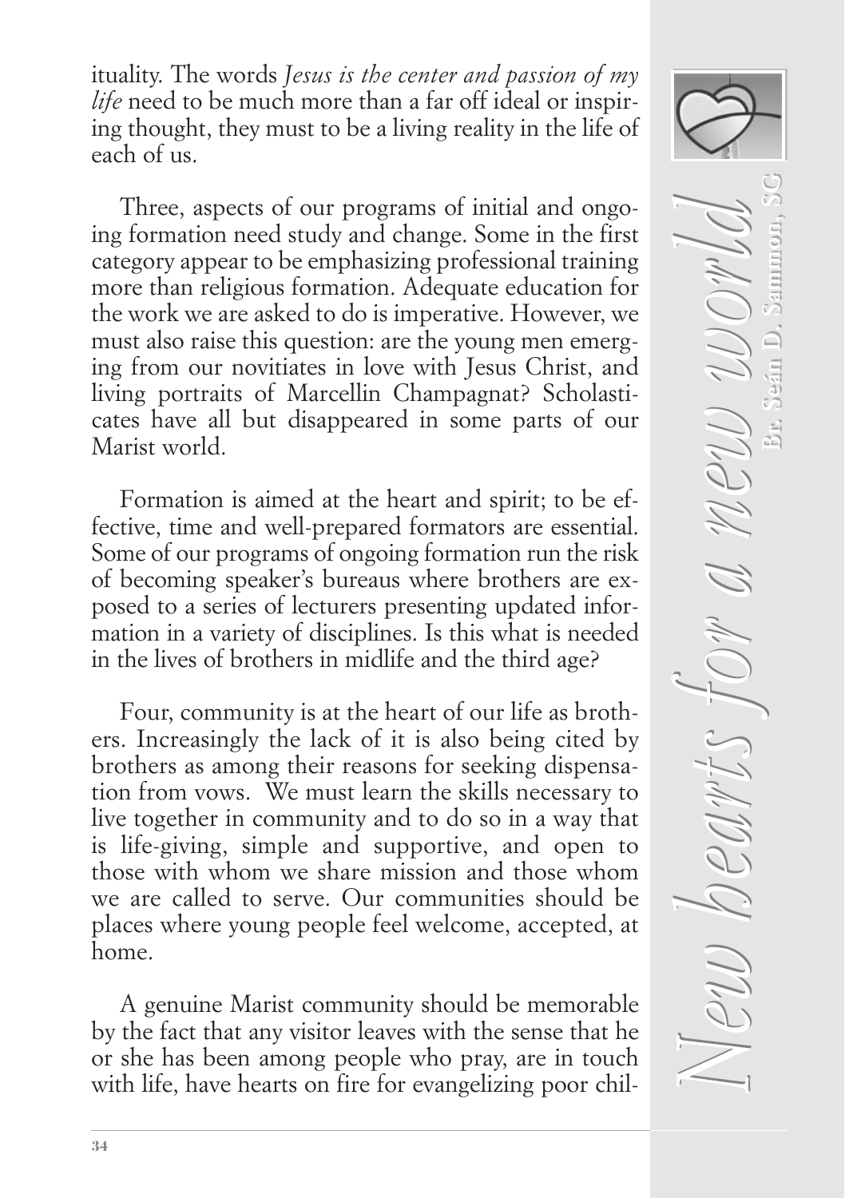ituality. The words *Jesus is the center and passion of my life* need to be much more than a far off ideal or inspiring thought, they must to be a living reality in the life of each of us.

Three, aspects of our programs of initial and ongoing formation need study and change. Some in the first category appear to be emphasizing professional training more than religious formation. Adequate education for the work we are asked to do is imperative. However, we must also raise this question: are the young men emerging from our novitiates in love with Jesus Christ, and living portraits of Marcellin Champagnat? Scholasticates have all but disappeared in some parts of our Marist world.

Formation is aimed at the heart and spirit; to be effective, time and well-prepared formators are essential. Some of our programs of ongoing formation run the risk of becoming speaker's bureaus where brothers are exposed to a series of lecturers presenting updated information in a variety of disciplines. Is this what is needed in the lives of brothers in midlife and the third age?

Four, community is at the heart of our life as brothers. Increasingly the lack of it is also being cited by brothers as among their reasons for seeking dispensation from vows. We must learn the skills necessary to live together in community and to do so in a way that is life-giving, simple and supportive, and open to those with whom we share mission and those whom we are called to serve. Our communities should be places where young people feel welcome, accepted, at home.

A genuine Marist community should be memorable by the fact that any visitor leaves with the sense that he or she has been among people who pray, are in touch with life, have hearts on fire for evangelizing poor chil-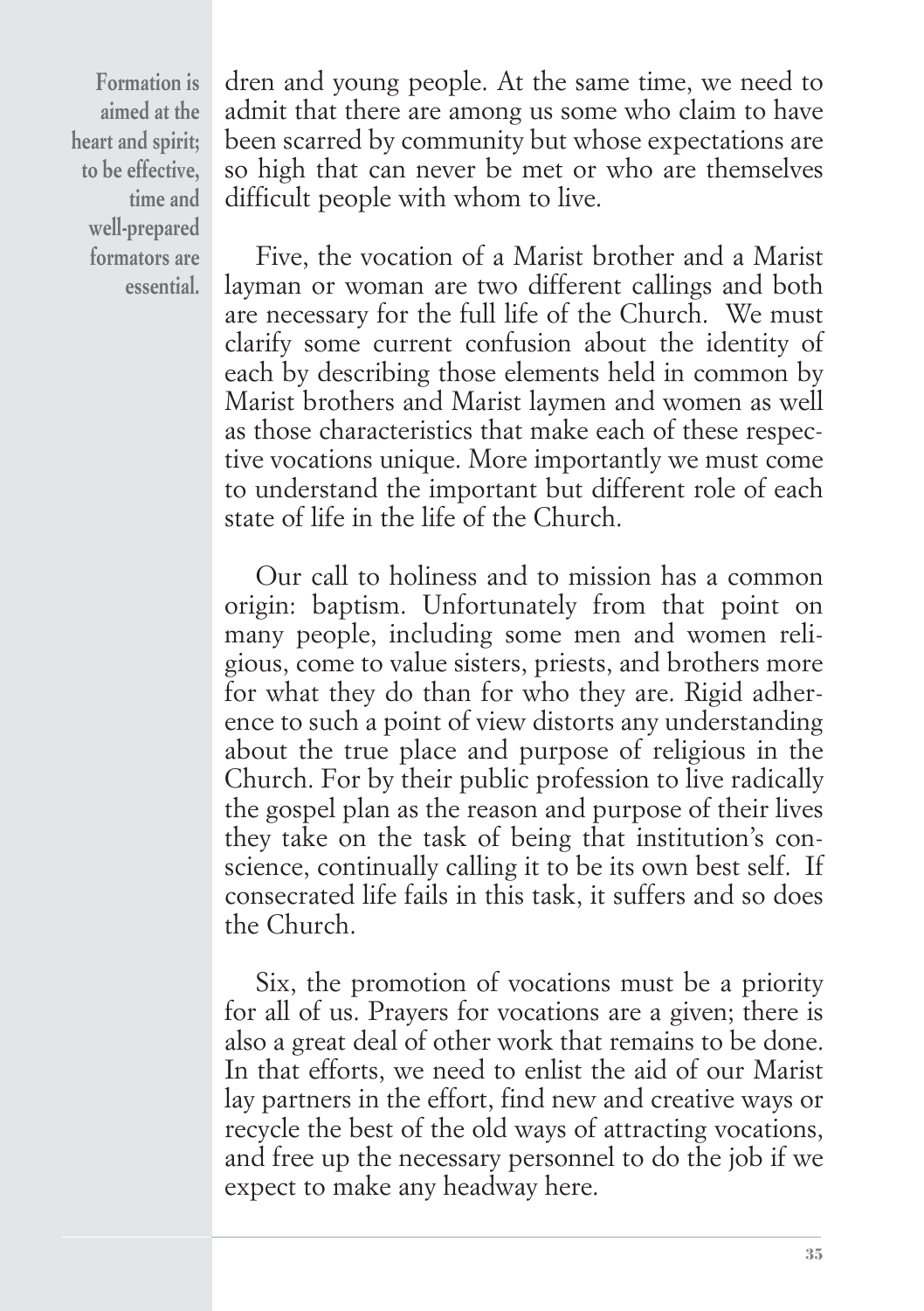**Formation is aimed at the heart and spirit; to be effective, time and well-prepared formators are essential.**

dren and young people. At the same time, we need to admit that there are among us some who claim to have been scarred by community but whose expectations are so high that can never be met or who are themselves difficult people with whom to live.

Five, the vocation of a Marist brother and a Marist layman or woman are two different callings and both are necessary for the full life of the Church. We must clarify some current confusion about the identity of each by describing those elements held in common by Marist brothers and Marist laymen and women as well as those characteristics that make each of these respective vocations unique. More importantly we must come to understand the important but different role of each state of life in the life of the Church.

Our call to holiness and to mission has a common origin: baptism. Unfortunately from that point on many people, including some men and women religious, come to value sisters, priests, and brothers more for what they do than for who they are. Rigid adherence to such a point of view distorts any understanding about the true place and purpose of religious in the Church. For by their public profession to live radically the gospel plan as the reason and purpose of their lives they take on the task of being that institution's conscience, continually calling it to be its own best self. If consecrated life fails in this task, it suffers and so does the Church.

Six, the promotion of vocations must be a priority for all of us. Prayers for vocations are a given; there is also a great deal of other work that remains to be done. In that efforts, we need to enlist the aid of our Marist lay partners in the effort, find new and creative ways or recycle the best of the old ways of attracting vocations, and free up the necessary personnel to do the job if we expect to make any headway here.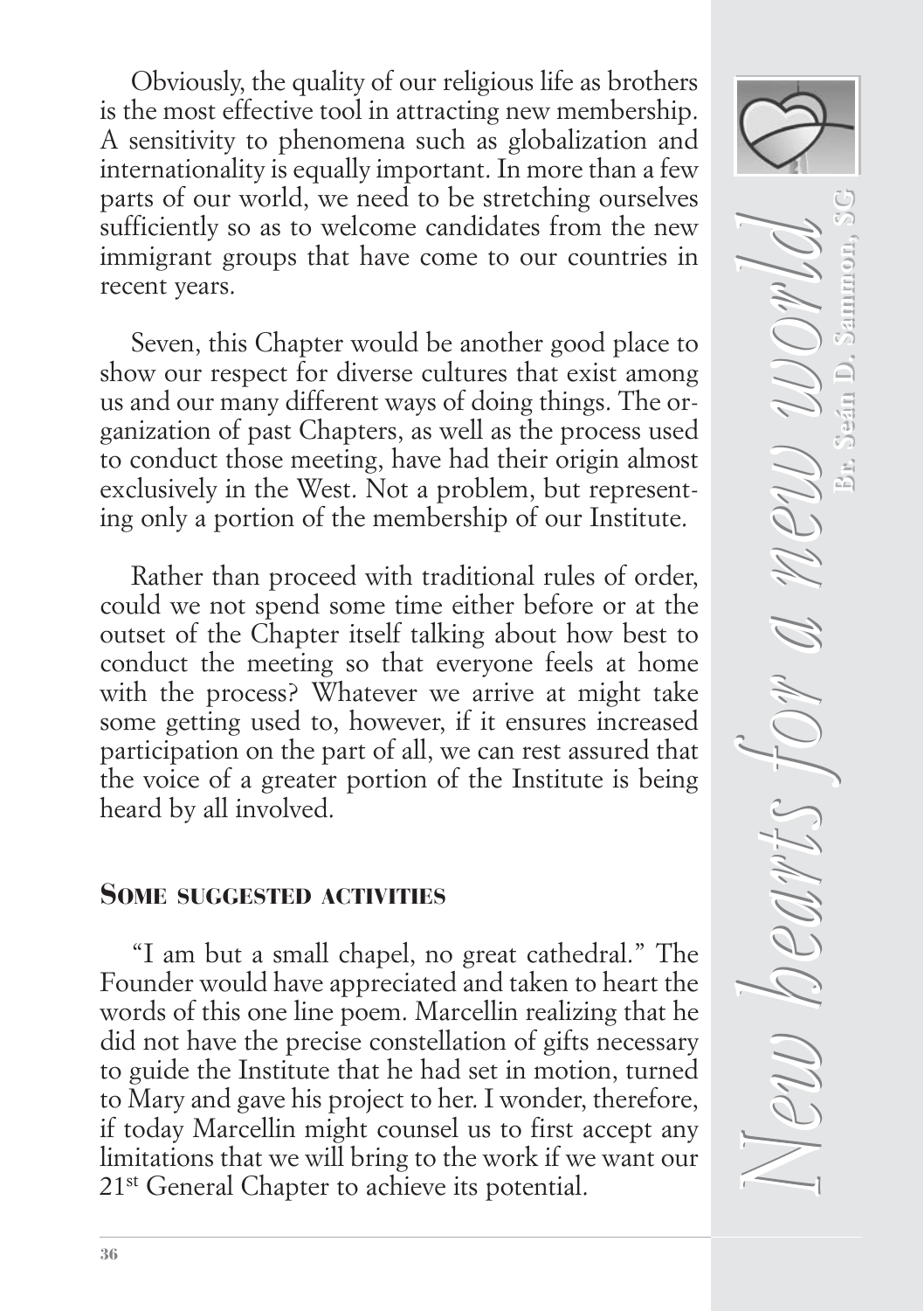Obviously, the quality of our religious life as brothers is the most effective tool in attracting new membership. A sensitivity to phenomena such as globalization and internationality is equally important. In more than a few parts of our world, we need to be stretching ourselves sufficiently so as to welcome candidates from the new immigrant groups that have come to our countries in recent years.

Seven, this Chapter would be another good place to show our respect for diverse cultures that exist among us and our many different ways of doing things. The organization of past Chapters, as well as the process used to conduct those meeting, have had their origin almost exclusively in the West. Not a problem, but representing only a portion of the membership of our Institute.

Rather than proceed with traditional rules of order, could we not spend some time either before or at the outset of the Chapter itself talking about how best to conduct the meeting so that everyone feels at home with the process? Whatever we arrive at might take some getting used to, however, if it ensures increased participation on the part of all, we can rest assured that the voice of a greater portion of the Institute is being heard by all involved.

## Some suggested activities

"I am but a small chapel, no great cathedral." The Founder would have appreciated and taken to heart the words of this one line poem. Marcellin realizing that he did not have the precise constellation of gifts necessary to guide the Institute that he had set in motion, turned to Mary and gave his project to her. I wonder, therefore, if today Marcellin might counsel us to first accept any limitations that we will bring to the work if we want our 21st General Chapter to achieve its potential.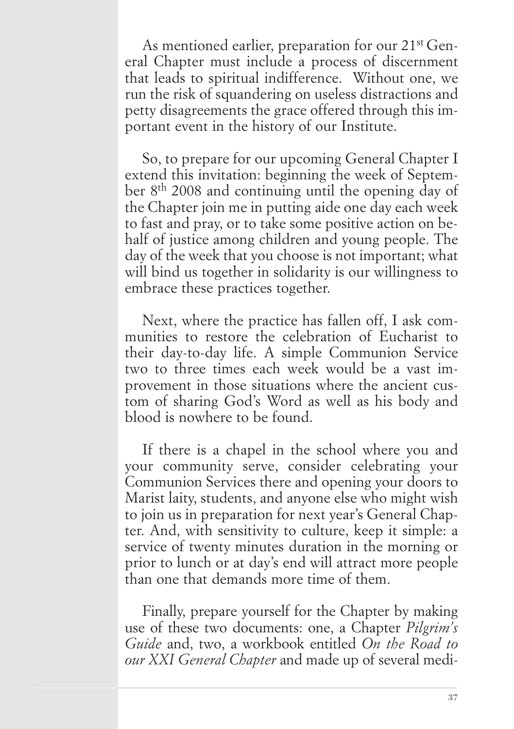As mentioned earlier, preparation for our 21st General Chapter must include a process of discernment that leads to spiritual indifference. Without one, we run the risk of squandering on useless distractions and petty disagreements the grace offered through this important event in the history of our Institute.

So, to prepare for our upcoming General Chapter I extend this invitation: beginning the week of September 8th 2008 and continuing until the opening day of the Chapter join me in putting aide one day each week to fast and pray, or to take some positive action on behalf of justice among children and young people. The day of the week that you choose is not important; what will bind us together in solidarity is our willingness to embrace these practices together.

Next, where the practice has fallen off, I ask communities to restore the celebration of Eucharist to their day-to-day life. A simple Communion Service two to three times each week would be a vast improvement in those situations where the ancient custom of sharing God's Word as well as his body and blood is nowhere to be found.

If there is a chapel in the school where you and your community serve, consider celebrating your Communion Services there and opening your doors to Marist laity, students, and anyone else who might wish to join us in preparation for next year's General Chapter. And, with sensitivity to culture, keep it simple: a service of twenty minutes duration in the morning or prior to lunch or at day's end will attract more people than one that demands more time of them.

Finally, prepare yourself for the Chapter by making use of these two documents: one, a Chapter *Pilgrim's Guide* and, two, a workbook entitled *On the Road to our XXI General Chapter* and made up of several medi-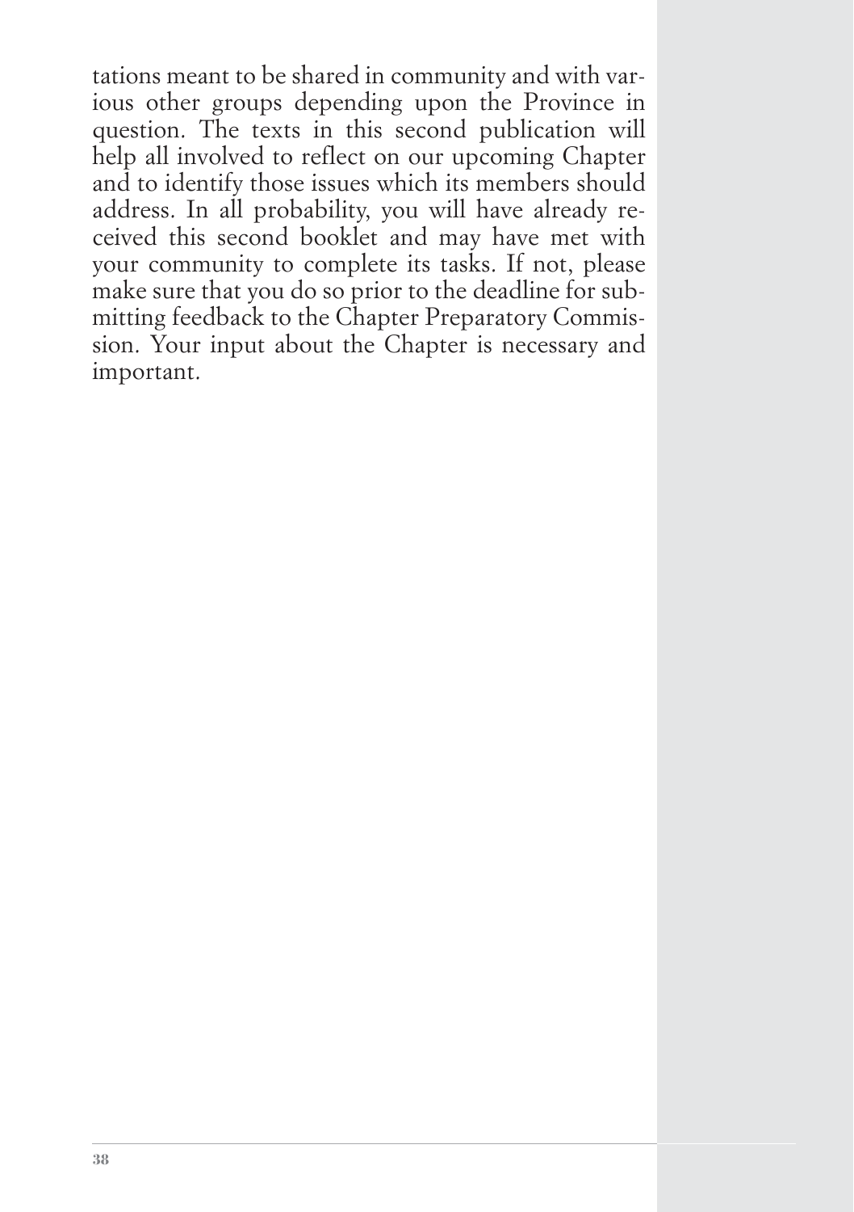tations meant to be shared in community and with various other groups depending upon the Province in question. The texts in this second publication will help all involved to reflect on our upcoming Chapter and to identify those issues which its members should address. In all probability, you will have already received this second booklet and may have met with your community to complete its tasks. If not, please make sure that you do so prior to the deadline for submitting feedback to the Chapter Preparatory Commission. Your input about the Chapter is necessary and important.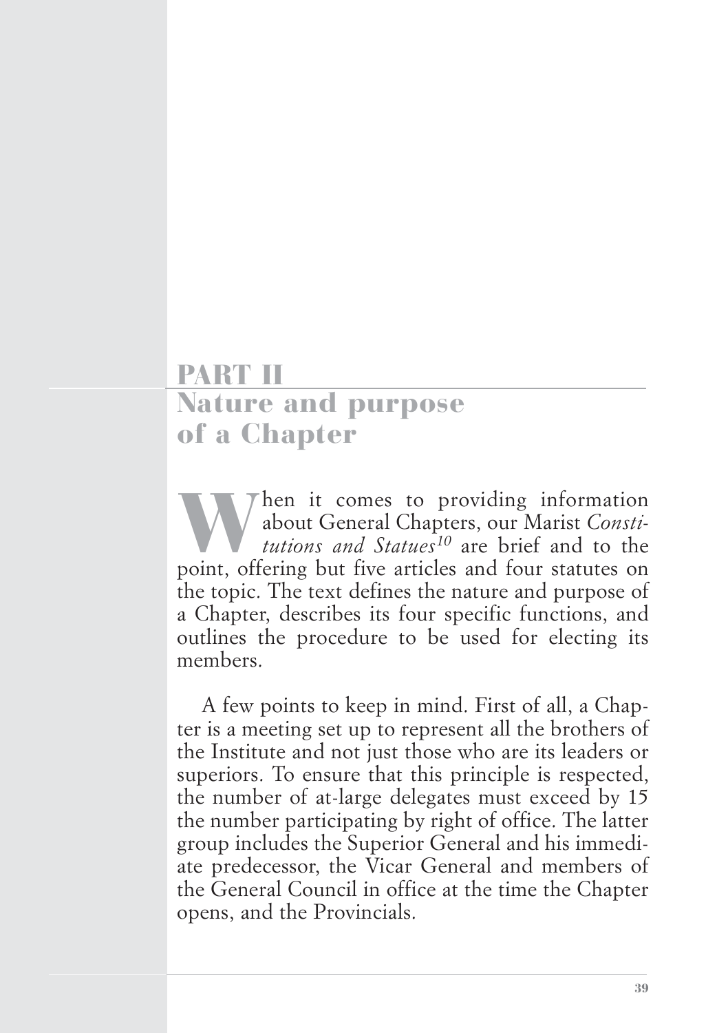# PART II
## Nature and purpose of a Chapter

When it comes to providing information about General Chapters, our Marist *Constitutions and Statues*[10] are brief and to the point, offering but five articles and four statutes on the topic. The text defines the nature and purpose of a Chapter, describes its four specific functions, and outlines the procedure to be used for electing its members.

A few points to keep in mind. First of all, a Chapter is a meeting set up to represent all the brothers of the Institute and not just those who are its leaders or superiors. To ensure that this principle is respected, the number of at-large delegates must exceed by 15 the number participating by right of office. The latter group includes the Superior General and his immediate predecessor, the Vicar General and members of the General Council in office at the time the Chapter opens, and the Provincials.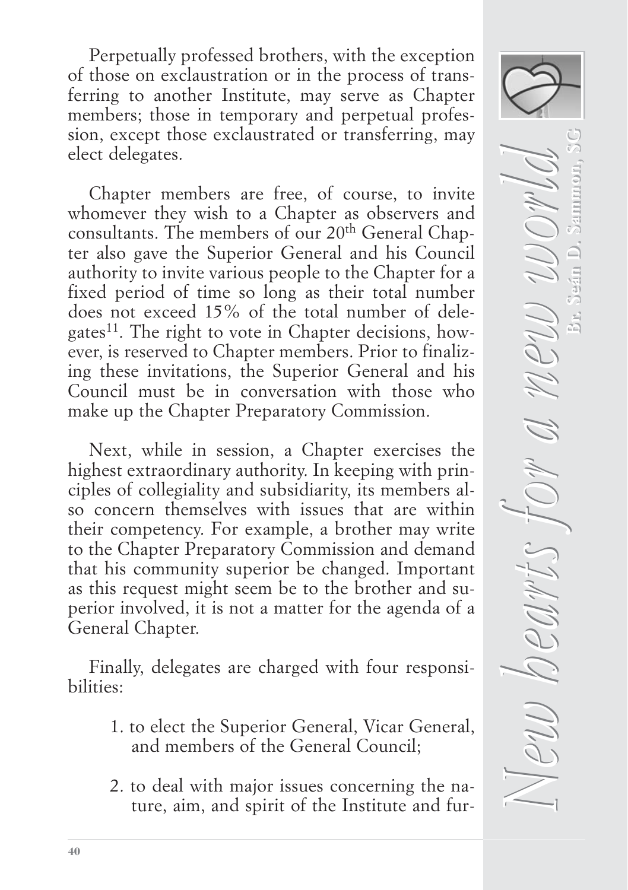Perpetually professed brothers, with the exception of those on exclaustration or in the process of transferring to another Institute, may serve as Chapter members; those in temporary and perpetual profession, except those exclaustrated or transferring, may elect delegates.

Chapter members are free, of course, to invite whomever they wish to a Chapter as observers and consultants. The members of our 20th General Chapter also gave the Superior General and his Council authority to invite various people to the Chapter for a fixed period of time so long as their total number does not exceed 15% of the total number of delegates[11]. The right to vote in Chapter decisions, however, is reserved to Chapter members. Prior to finalizing these invitations, the Superior General and his Council must be in conversation with those who make up the Chapter Preparatory Commission.

Next, while in session, a Chapter exercises the highest extraordinary authority. In keeping with principles of collegiality and subsidiarity, its members also concern themselves with issues that are within their competency. For example, a brother may write to the Chapter Preparatory Commission and demand that his community superior be changed. Important as this request might seem be to the brother and superior involved, it is not a matter for the agenda of a General Chapter.

Finally, delegates are charged with four responsibilities:

1. to elect the Superior General, Vicar General, and members of the General Council;

2. to deal with major issues concerning the nature, aim, and spirit of the Institute and fur-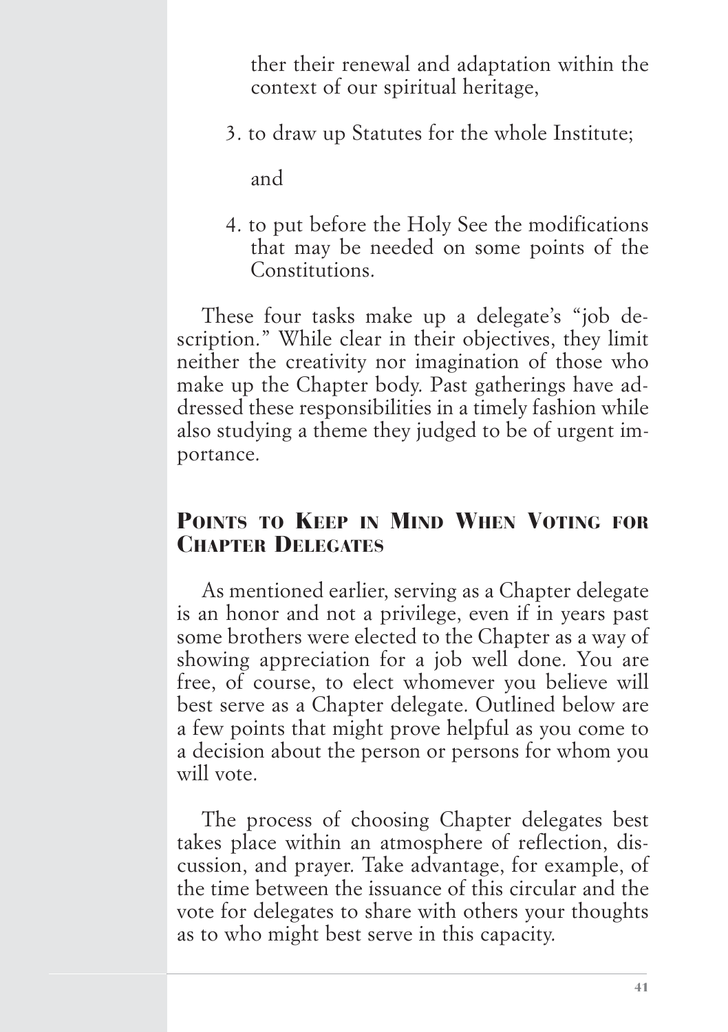ther their renewal and adaptation within the context of our spiritual heritage,

3. to draw up Statutes for the whole Institute;

   and

4. to put before the Holy See the modifications that may be needed on some points of the Constitutions.

These four tasks make up a delegate's "job description." While clear in their objectives, they limit neither the creativity nor imagination of those who make up the Chapter body. Past gatherings have addressed these responsibilities in a timely fashion while also studying a theme they judged to be of urgent importance.

## Points to Keep in Mind When Voting for Chapter Delegates

As mentioned earlier, serving as a Chapter delegate is an honor and not a privilege, even if in years past some brothers were elected to the Chapter as a way of showing appreciation for a job well done. You are free, of course, to elect whomever you believe will best serve as a Chapter delegate. Outlined below are a few points that might prove helpful as you come to a decision about the person or persons for whom you will vote.

The process of choosing Chapter delegates best takes place within an atmosphere of reflection, discussion, and prayer. Take advantage, for example, of the time between the issuance of this circular and the vote for delegates to share with others your thoughts as to who might best serve in this capacity.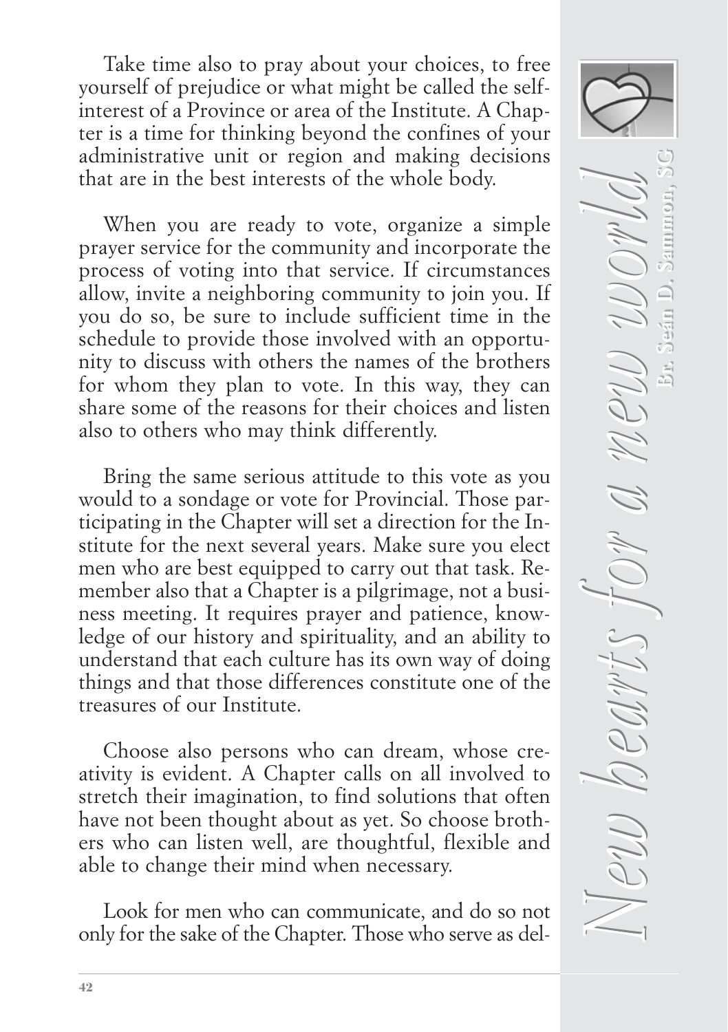Take time also to pray about your choices, to free yourself of prejudice or what might be called the self-interest of a Province or area of the Institute. A Chapter is a time for thinking beyond the confines of your administrative unit or region and making decisions that are in the best interests of the whole body.

When you are ready to vote, organize a simple prayer service for the community and incorporate the process of voting into that service. If circumstances allow, invite a neighboring community to join you. If you do so, be sure to include sufficient time in the schedule to provide those involved with an opportunity to discuss with others the names of the brothers for whom they plan to vote. In this way, they can share some of the reasons for their choices and listen also to others who may think differently.

Bring the same serious attitude to this vote as you would to a sondage or vote for Provincial. Those participating in the Chapter will set a direction for the Institute for the next several years. Make sure you elect men who are best equipped to carry out that task. Remember also that a Chapter is a pilgrimage, not a business meeting. It requires prayer and patience, knowledge of our history and spirituality, and an ability to understand that each culture has its own way of doing things and that those differences constitute one of the treasures of our Institute.

Choose also persons who can dream, whose creativity is evident. A Chapter calls on all involved to stretch their imagination, to find solutions that often have not been thought about as yet. So choose brothers who can listen well, are thoughtful, flexible and able to change their mind when necessary.

Look for men who can communicate, and do so not only for the sake of the Chapter. Those who serve as del-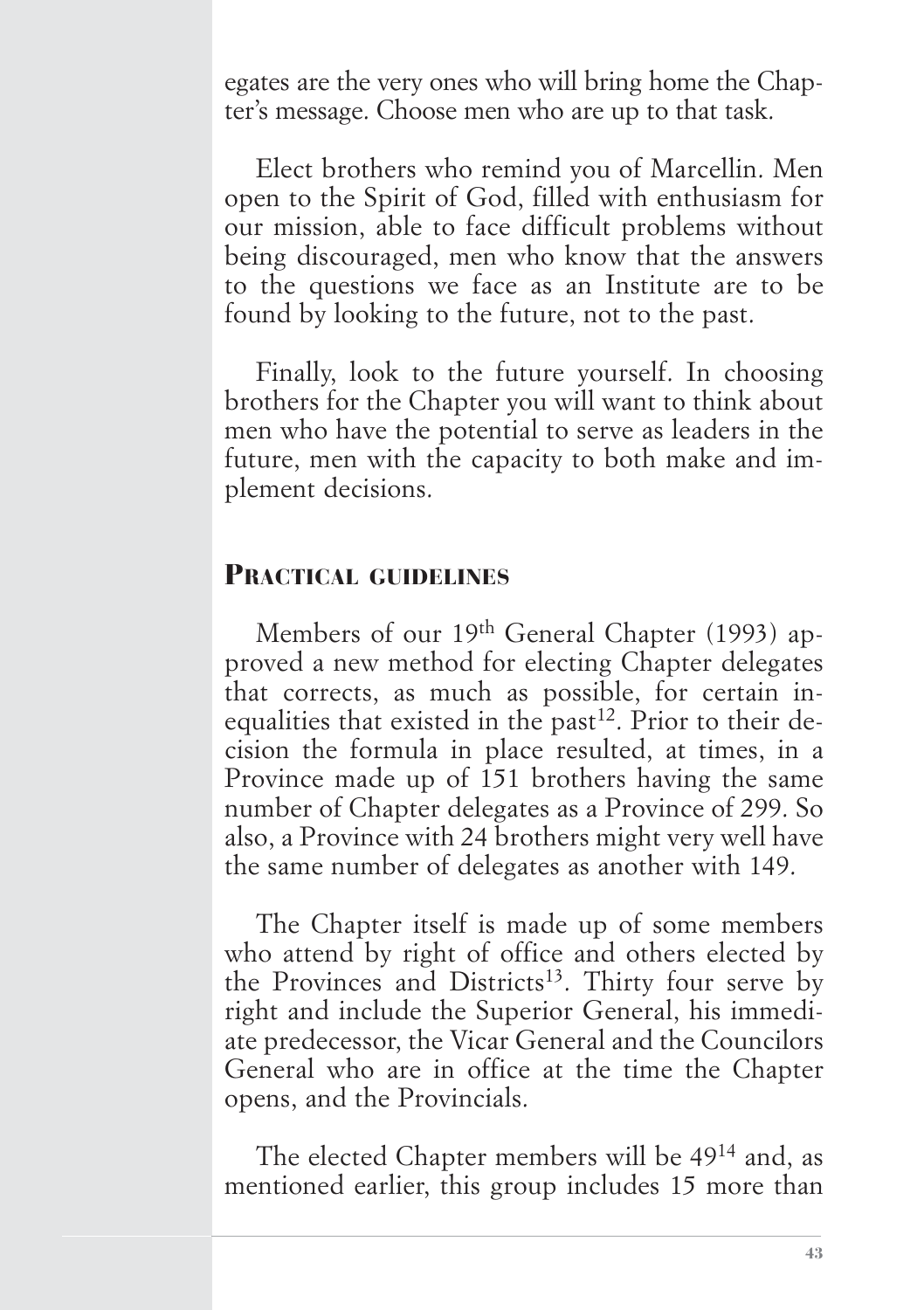egates are the very ones who will bring home the Chapter's message. Choose men who are up to that task.

Elect brothers who remind you of Marcellin. Men open to the Spirit of God, filled with enthusiasm for our mission, able to face difficult problems without being discouraged, men who know that the answers to the questions we face as an Institute are to be found by looking to the future, not to the past.

Finally, look to the future yourself. In choosing brothers for the Chapter you will want to think about men who have the potential to serve as leaders in the future, men with the capacity to both make and implement decisions.

## Practical guidelines

Members of our 19th General Chapter (1993) approved a new method for electing Chapter delegates that corrects, as much as possible, for certain inequalities that existed in the past[12]. Prior to their decision the formula in place resulted, at times, in a Province made up of 151 brothers having the same number of Chapter delegates as a Province of 299. So also, a Province with 24 brothers might very well have the same number of delegates as another with 149.

The Chapter itself is made up of some members who attend by right of office and others elected by the Provinces and Districts[13]. Thirty four serve by right and include the Superior General, his immediate predecessor, the Vicar General and the Councilors General who are in office at the time the Chapter opens, and the Provincials.

The elected Chapter members will be 49[14] and, as mentioned earlier, this group includes 15 more than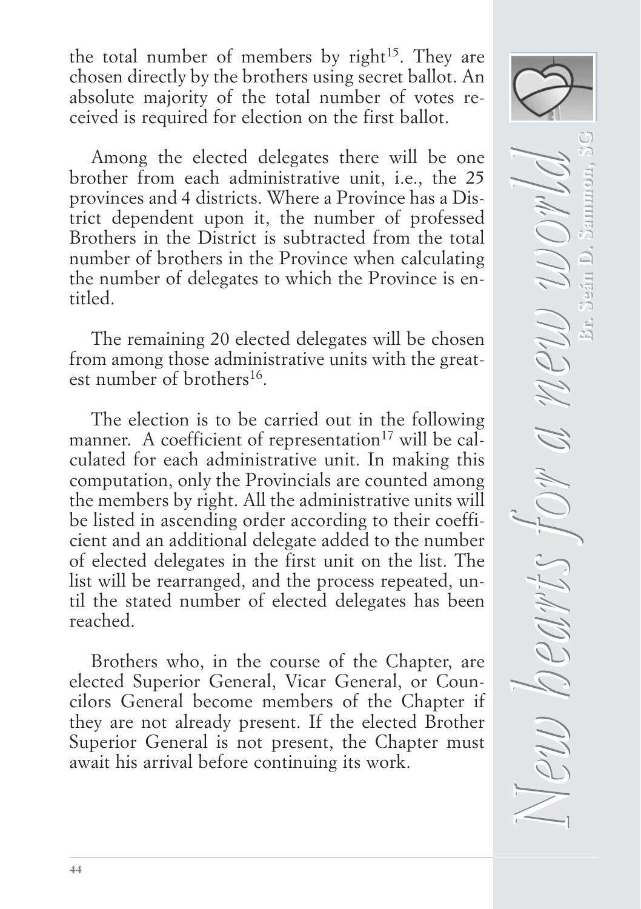the total number of members by right[15]. They are chosen directly by the brothers using secret ballot. An absolute majority of the total number of votes received is required for election on the first ballot.

Among the elected delegates there will be one brother from each administrative unit, i.e., the 25 provinces and 4 districts. Where a Province has a District dependent upon it, the number of professed Brothers in the District is subtracted from the total number of brothers in the Province when calculating the number of delegates to which the Province is entitled.

The remaining 20 elected delegates will be chosen from among those administrative units with the greatest number of brothers[16].

The election is to be carried out in the following manner. A coefficient of representation[17] will be calculated for each administrative unit. In making this computation, only the Provincials are counted among the members by right. All the administrative units will be listed in ascending order according to their coefficient and an additional delegate added to the number of elected delegates in the first unit on the list. The list will be rearranged, and the process repeated, until the stated number of elected delegates has been reached.

Brothers who, in the course of the Chapter, are elected Superior General, Vicar General, or Councilors General become members of the Chapter if they are not already present. If the elected Brother Superior General is not present, the Chapter must await his arrival before continuing its work.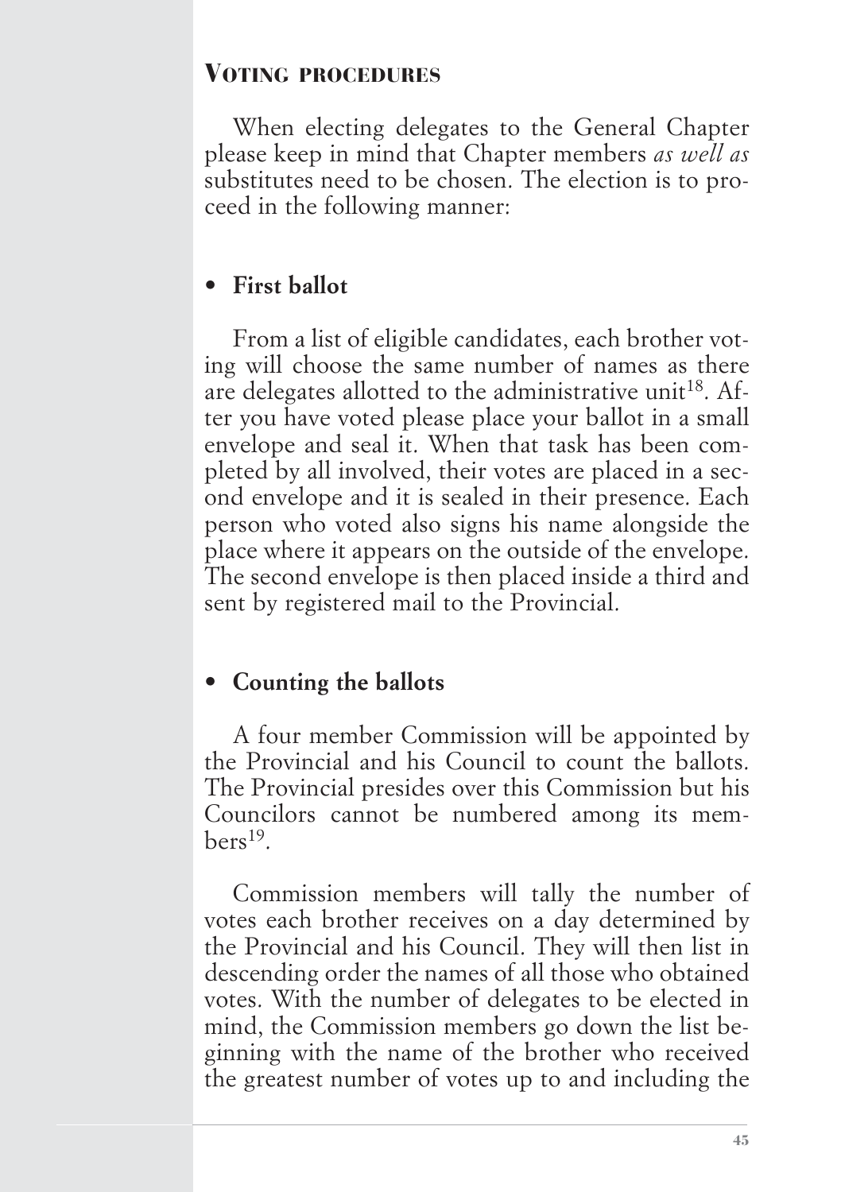## Voting procedures

When electing delegates to the General Chapter please keep in mind that Chapter members *as well as* substitutes need to be chosen. The election is to proceed in the following manner:

- **First ballot**

From a list of eligible candidates, each brother voting will choose the same number of names as there are delegates allotted to the administrative unit[18]. After you have voted please place your ballot in a small envelope and seal it. When that task has been completed by all involved, their votes are placed in a second envelope and it is sealed in their presence. Each person who voted also signs his name alongside the place where it appears on the outside of the envelope. The second envelope is then placed inside a third and sent by registered mail to the Provincial.

- **Counting the ballots**

A four member Commission will be appointed by the Provincial and his Council to count the ballots. The Provincial presides over this Commission but his Councilors cannot be numbered among its members[19].

Commission members will tally the number of votes each brother receives on a day determined by the Provincial and his Council. They will then list in descending order the names of all those who obtained votes. With the number of delegates to be elected in mind, the Commission members go down the list beginning with the name of the brother who received the greatest number of votes up to and including the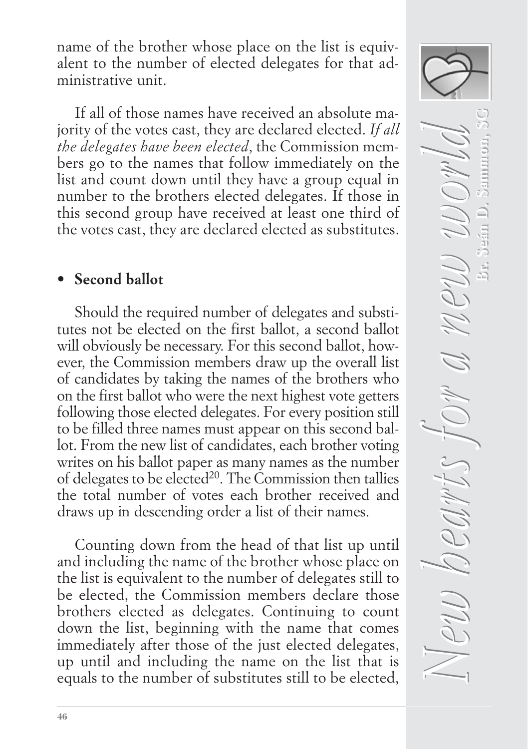name of the brother whose place on the list is equivalent to the number of elected delegates for that administrative unit.

If all of those names have received an absolute majority of the votes cast, they are declared elected. *If all the delegates have been elected*, the Commission members go to the names that follow immediately on the list and count down until they have a group equal in number to the brothers elected delegates. If those in this second group have received at least one third of the votes cast, they are declared elected as substitutes.

- **Second ballot**

Should the required number of delegates and substitutes not be elected on the first ballot, a second ballot will obviously be necessary. For this second ballot, however, the Commission members draw up the overall list of candidates by taking the names of the brothers who on the first ballot who were the next highest vote getters following those elected delegates. For every position still to be filled three names must appear on this second ballot. From the new list of candidates, each brother voting writes on his ballot paper as many names as the number of delegates to be elected[20]. The Commission then tallies the total number of votes each brother received and draws up in descending order a list of their names.

Counting down from the head of that list up until and including the name of the brother whose place on the list is equivalent to the number of delegates still to be elected, the Commission members declare those brothers elected as delegates. Continuing to count down the list, beginning with the name that comes immediately after those of the just elected delegates, up until and including the name on the list that is equals to the number of substitutes still to be elected,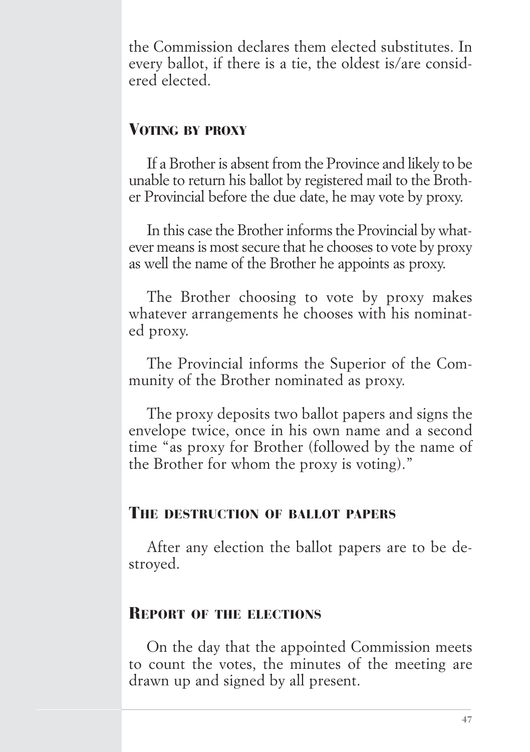the Commission declares them elected substitutes. In every ballot, if there is a tie, the oldest is/are considered elected.

## Voting by proxy

If a Brother is absent from the Province and likely to be unable to return his ballot by registered mail to the Brother Provincial before the due date, he may vote by proxy.

In this case the Brother informs the Provincial by whatever means is most secure that he chooses to vote by proxy as well the name of the Brother he appoints as proxy.

The Brother choosing to vote by proxy makes whatever arrangements he chooses with his nominated proxy.

The Provincial informs the Superior of the Community of the Brother nominated as proxy.

The proxy deposits two ballot papers and signs the envelope twice, once in his own name and a second time "as proxy for Brother (followed by the name of the Brother for whom the proxy is voting)."

## The destruction of ballot papers

After any election the ballot papers are to be destroyed.

## Report of the elections

On the day that the appointed Commission meets to count the votes, the minutes of the meeting are drawn up and signed by all present.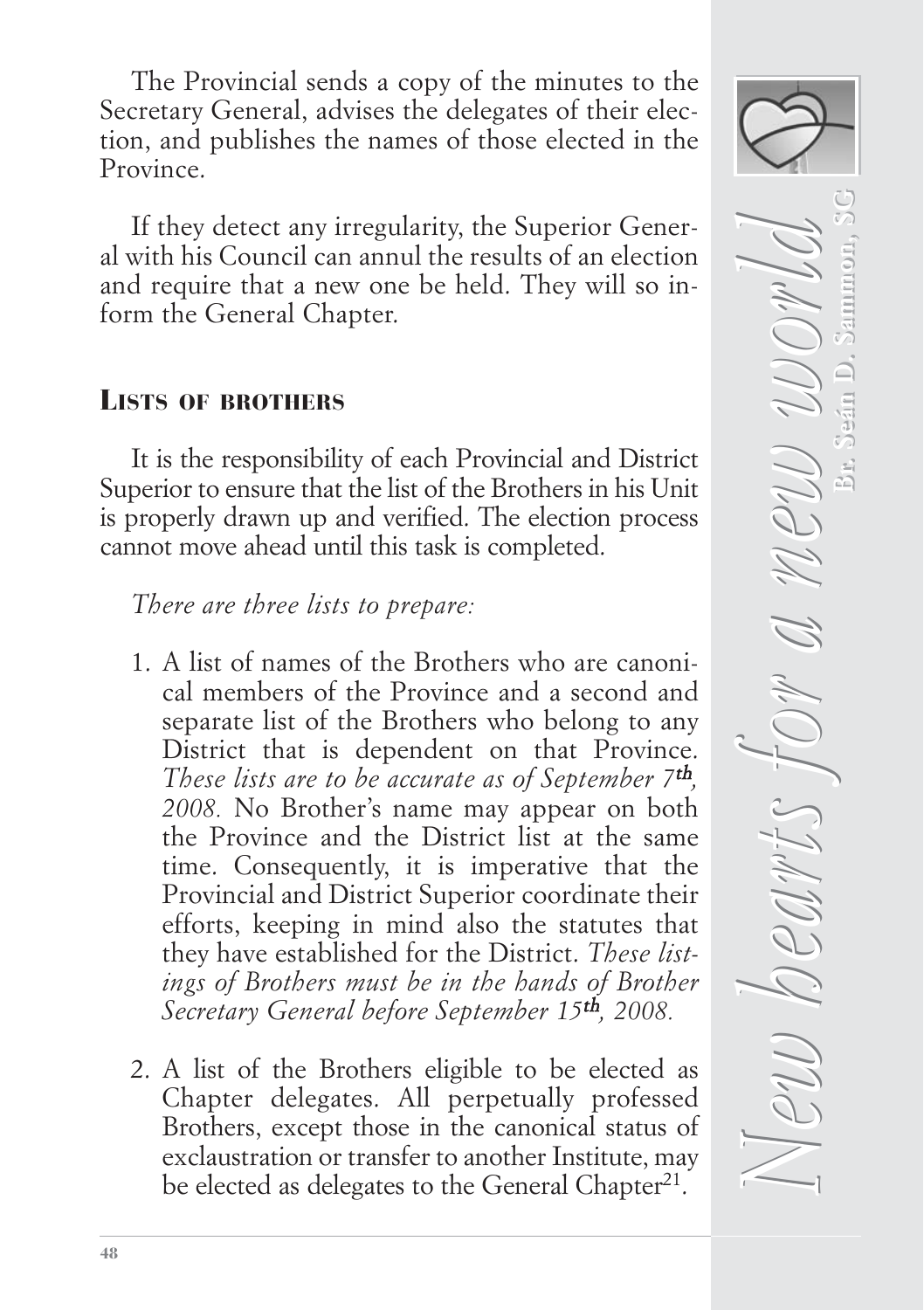The Provincial sends a copy of the minutes to the Secretary General, advises the delegates of their election, and publishes the names of those elected in the Province.

If they detect any irregularity, the Superior General with his Council can annul the results of an election and require that a new one be held. They will so inform the General Chapter.

## LISTS OF BROTHERS

It is the responsibility of each Provincial and District Superior to ensure that the list of the Brothers in his Unit is properly drawn up and verified. The election process cannot move ahead until this task is completed.

*There are three lists to prepare:*

1. A list of names of the Brothers who are canonical members of the Province and a second and separate list of the Brothers who belong to any District that is dependent on that Province. *These lists are to be accurate as of September 7th, 2008.* No Brother's name may appear on both the Province and the District list at the same time. Consequently, it is imperative that the Provincial and District Superior coordinate their efforts, keeping in mind also the statutes that they have established for the District. *These listings of Brothers must be in the hands of Brother Secretary General before September 15th, 2008.*

2. A list of the Brothers eligible to be elected as Chapter delegates. All perpetually professed Brothers, except those in the canonical status of exclaustration or transfer to another Institute, may be elected as delegates to the General Chapter[21].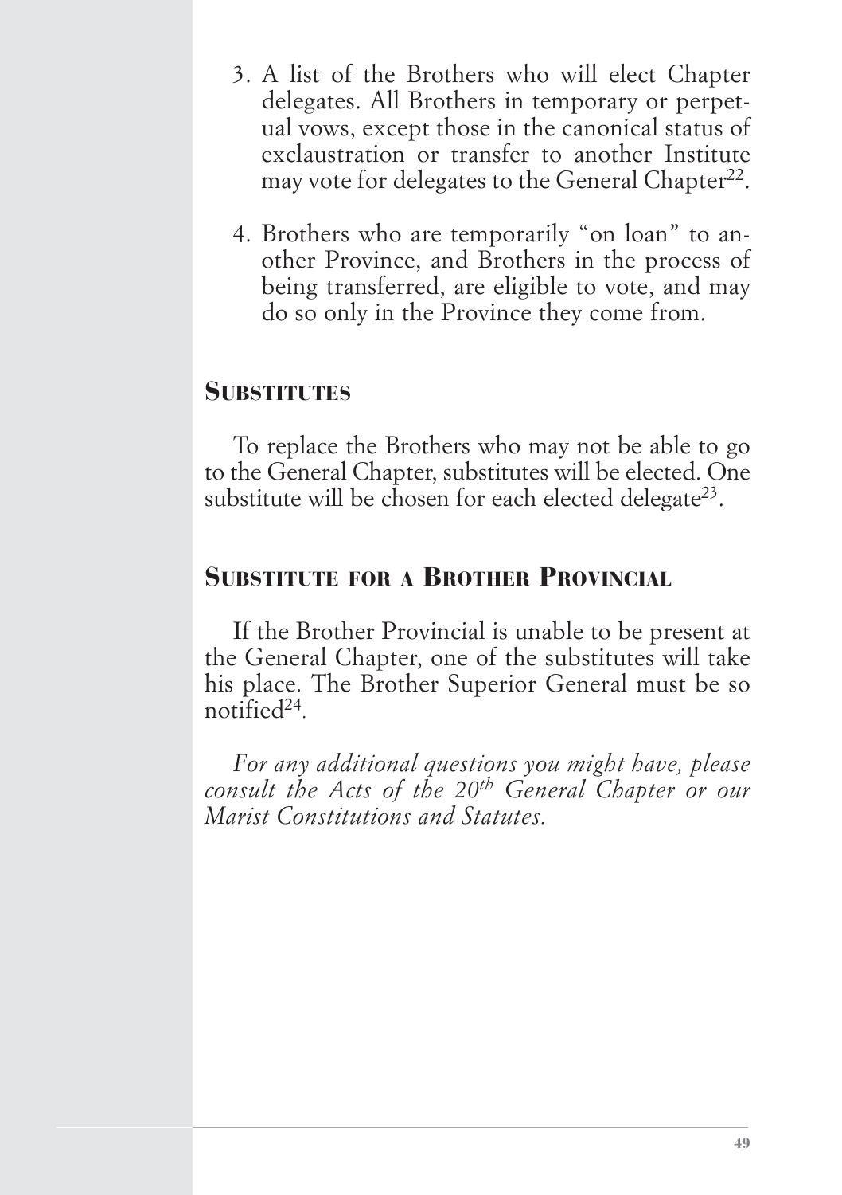3. A list of the Brothers who will elect Chapter delegates. All Brothers in temporary or perpetual vows, except those in the canonical status of exclaustration or transfer to another Institute may vote for delegates to the General Chapter[22].

4. Brothers who are temporarily "on loan" to another Province, and Brothers in the process of being transferred, are eligible to vote, and may do so only in the Province they come from.

## Substitutes

To replace the Brothers who may not be able to go to the General Chapter, substitutes will be elected. One substitute will be chosen for each elected delegate[23].

## Substitute for a Brother Provincial

If the Brother Provincial is unable to be present at the General Chapter, one of the substitutes will take his place. The Brother Superior General must be so notified[24].

*For any additional questions you might have, please consult the Acts of the 20th General Chapter or our Marist Constitutions and Statutes.*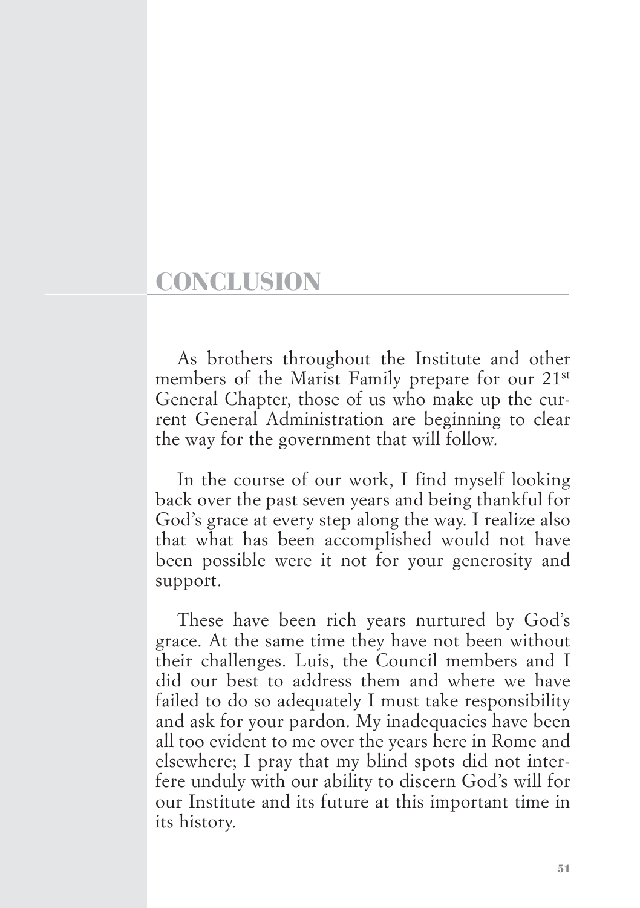# CONCLUSION

As brothers throughout the Institute and other members of the Marist Family prepare for our 21st General Chapter, those of us who make up the current General Administration are beginning to clear the way for the government that will follow.

In the course of our work, I find myself looking back over the past seven years and being thankful for God's grace at every step along the way. I realize also that what has been accomplished would not have been possible were it not for your generosity and support.

These have been rich years nurtured by God's grace. At the same time they have not been without their challenges. Luis, the Council members and I did our best to address them and where we have failed to do so adequately I must take responsibility and ask for your pardon. My inadequacies have been all too evident to me over the years here in Rome and elsewhere; I pray that my blind spots did not interfere unduly with our ability to discern God's will for our Institute and its future at this important time in its history.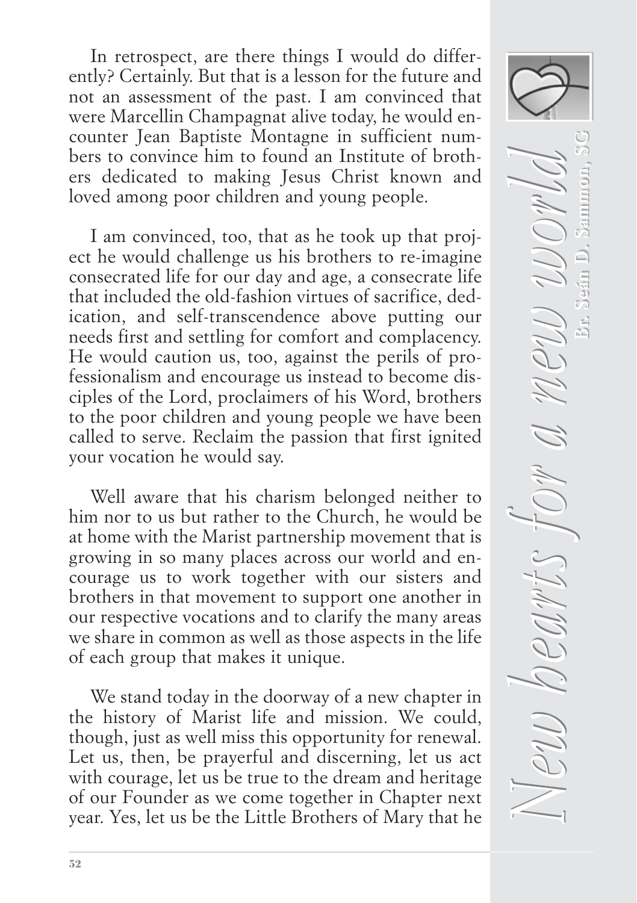In retrospect, are there things I would do differently? Certainly. But that is a lesson for the future and not an assessment of the past. I am convinced that were Marcellin Champagnat alive today, he would encounter Jean Baptiste Montagne in sufficient numbers to convince him to found an Institute of brothers dedicated to making Jesus Christ known and loved among poor children and young people.

I am convinced, too, that as he took up that project he would challenge us his brothers to re-imagine consecrated life for our day and age, a consecrate life that included the old-fashion virtues of sacrifice, dedication, and self-transcendence above putting our needs first and settling for comfort and complacency. He would caution us, too, against the perils of professionalism and encourage us instead to become disciples of the Lord, proclaimers of his Word, brothers to the poor children and young people we have been called to serve. Reclaim the passion that first ignited your vocation he would say.

Well aware that his charism belonged neither to him nor to us but rather to the Church, he would be at home with the Marist partnership movement that is growing in so many places across our world and encourage us to work together with our sisters and brothers in that movement to support one another in our respective vocations and to clarify the many areas we share in common as well as those aspects in the life of each group that makes it unique.

We stand today in the doorway of a new chapter in the history of Marist life and mission. We could, though, just as well miss this opportunity for renewal. Let us, then, be prayerful and discerning, let us act with courage, let us be true to the dream and heritage of our Founder as we come together in Chapter next year. Yes, let us be the Little Brothers of Mary that he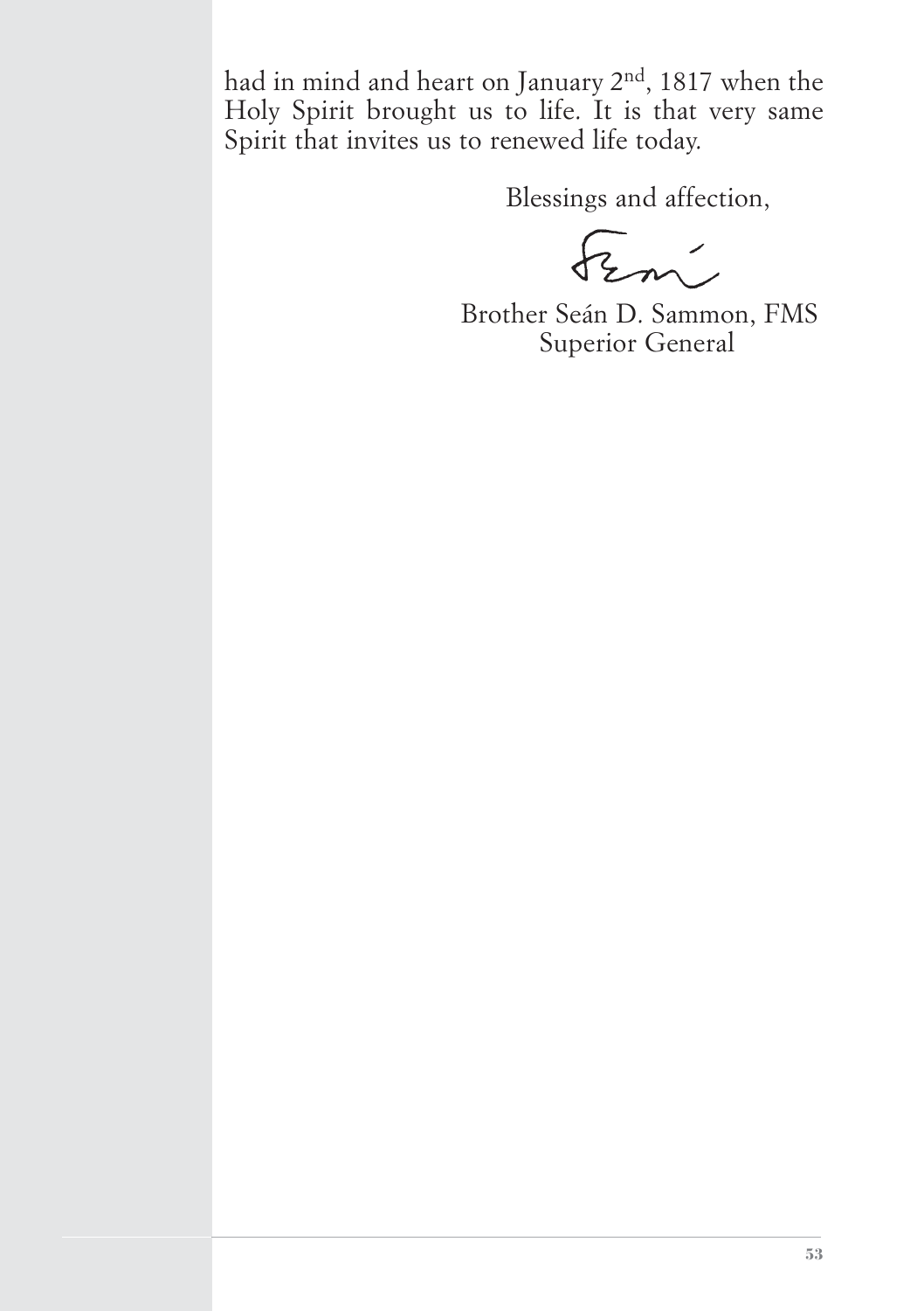had in mind and heart on January 2nd, 1817 when the Holy Spirit brought us to life. It is that very same Spirit that invites us to renewed life today.

Blessings and affection,

Brother Seán D. Sammon, FMS
Superior General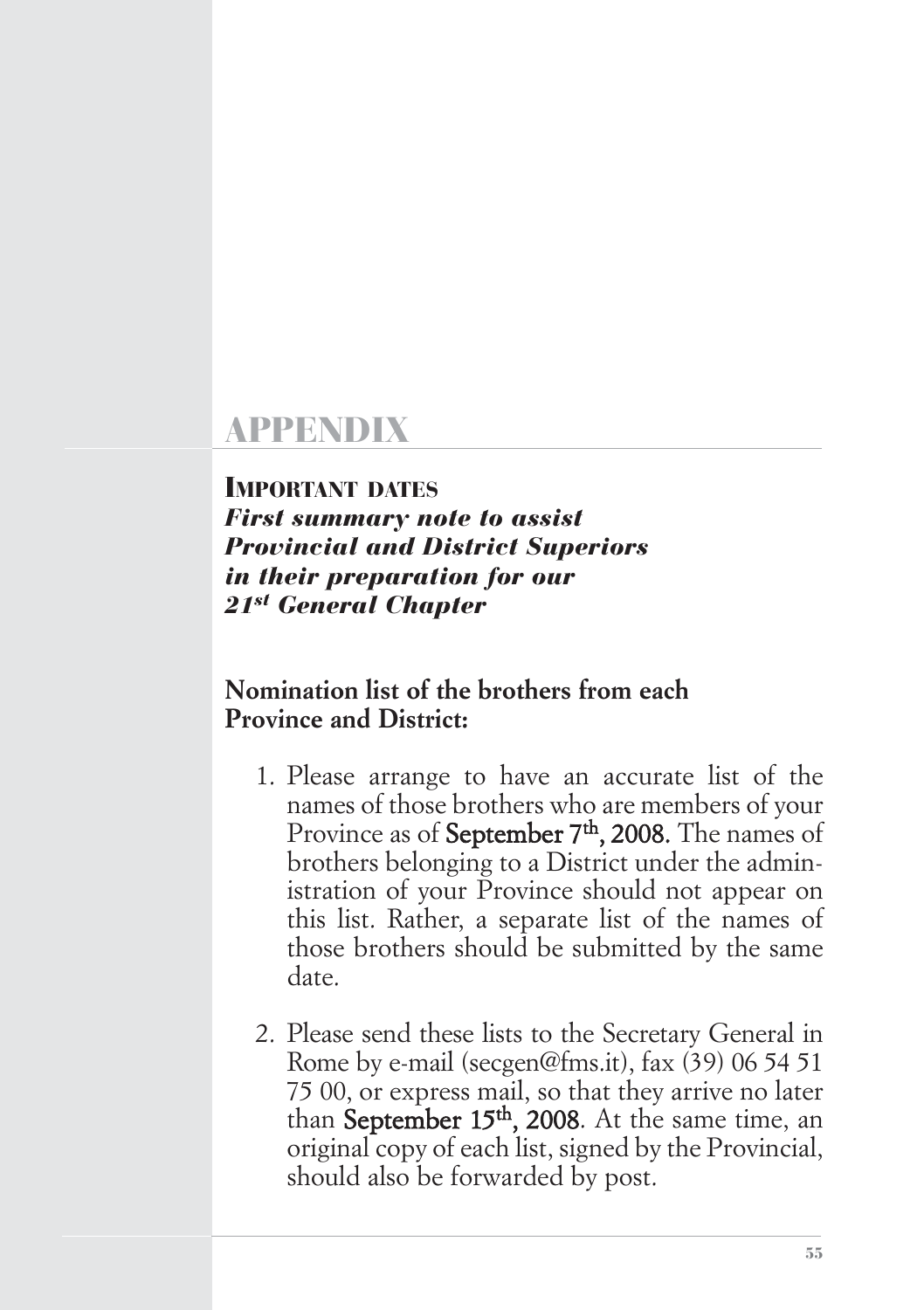# APPENDIX

## IMPORTANT DATES

***First summary note to assist Provincial and District Superiors in their preparation for our 21st General Chapter***

**Nomination list of the brothers from each Province and District:**

1. Please arrange to have an accurate list of the names of those brothers who are members of your Province as of **September 7th, 2008.** The names of brothers belonging to a District under the administration of your Province should not appear on this list. Rather, a separate list of the names of those brothers should be submitted by the same date.

2. Please send these lists to the Secretary General in Rome by e-mail (secgen@fms.it), fax (39) 06 54 51 75 00, or express mail, so that they arrive no later than **September 15th, 2008**. At the same time, an original copy of each list, signed by the Provincial, should also be forwarded by post.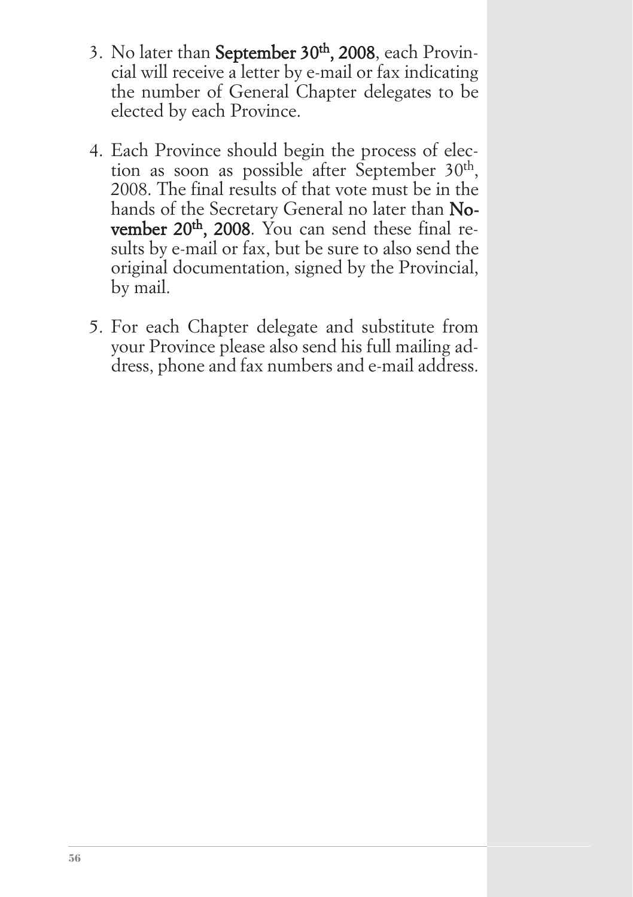3. No later than **September 30th, 2008**, each Provincial will receive a letter by e-mail or fax indicating the number of General Chapter delegates to be elected by each Province.

4. Each Province should begin the process of election as soon as possible after September 30th, 2008. The final results of that vote must be in the hands of the Secretary General no later than **November 20th, 2008**. You can send these final results by e-mail or fax, but be sure to also send the original documentation, signed by the Provincial, by mail.

5. For each Chapter delegate and substitute from your Province please also send his full mailing address, phone and fax numbers and e-mail address.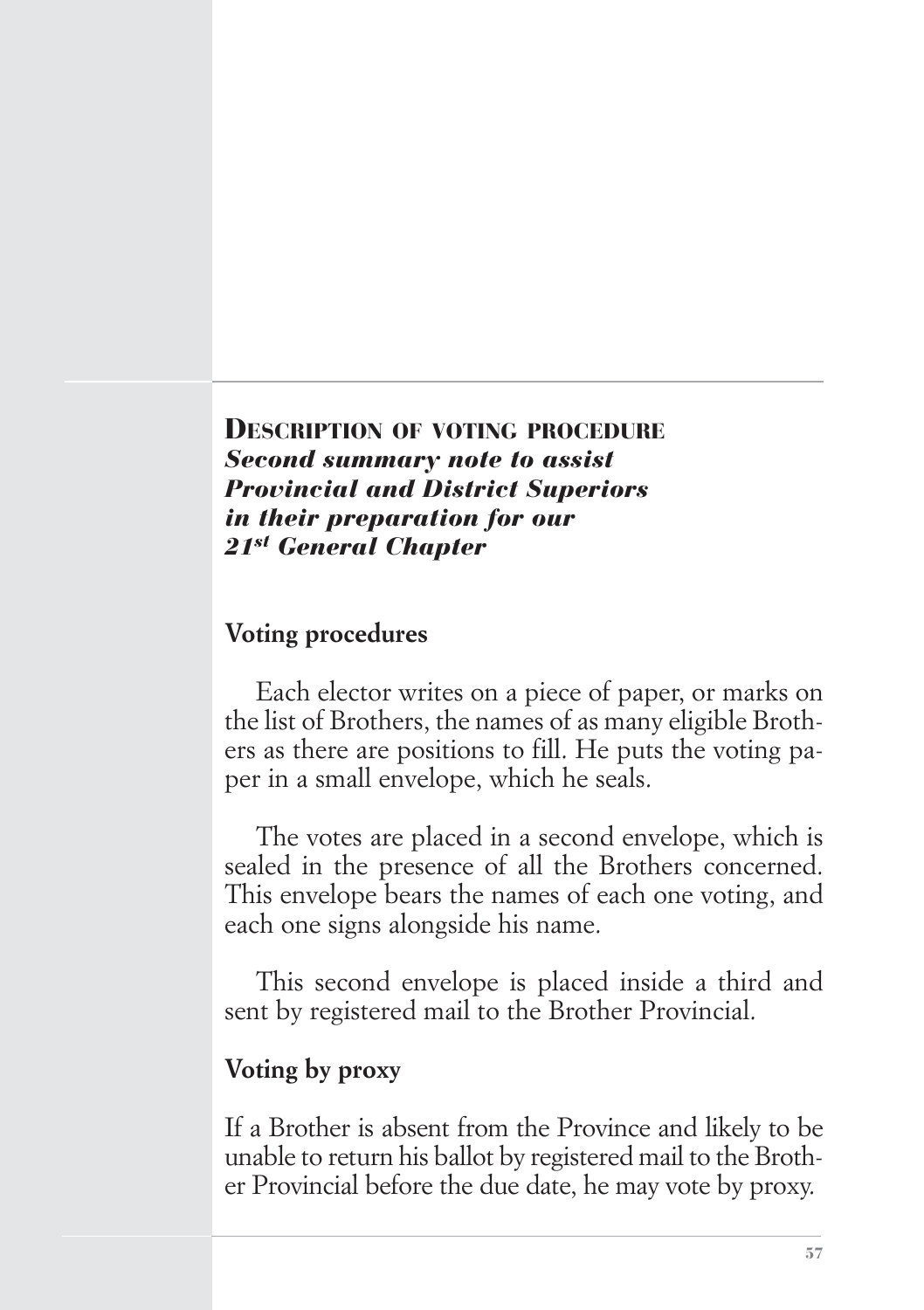## DESCRIPTION OF VOTING PROCEDURE

***Second summary note to assist Provincial and District Superiors in their preparation for our 21st General Chapter***

### Voting procedures

Each elector writes on a piece of paper, or marks on the list of Brothers, the names of as many eligible Brothers as there are positions to fill. He puts the voting paper in a small envelope, which he seals.

The votes are placed in a second envelope, which is sealed in the presence of all the Brothers concerned. This envelope bears the names of each one voting, and each one signs alongside his name.

This second envelope is placed inside a third and sent by registered mail to the Brother Provincial.

### Voting by proxy

If a Brother is absent from the Province and likely to be unable to return his ballot by registered mail to the Brother Provincial before the due date, he may vote by proxy.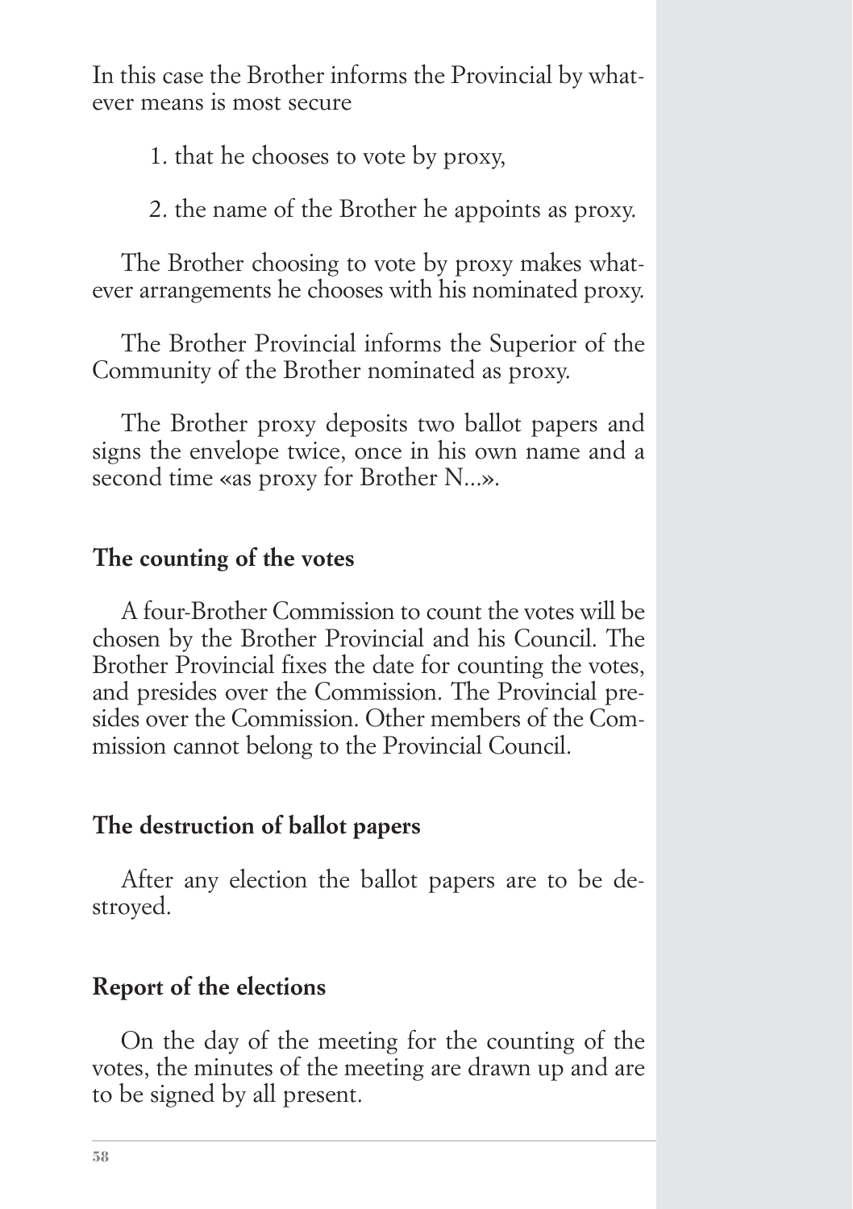In this case the Brother informs the Provincial by whatever means is most secure

1. that he chooses to vote by proxy,

2. the name of the Brother he appoints as proxy.

The Brother choosing to vote by proxy makes whatever arrangements he chooses with his nominated proxy.

The Brother Provincial informs the Superior of the Community of the Brother nominated as proxy.

The Brother proxy deposits two ballot papers and signs the envelope twice, once in his own name and a second time «as proxy for Brother N...».

### The counting of the votes

A four-Brother Commission to count the votes will be chosen by the Brother Provincial and his Council. The Brother Provincial fixes the date for counting the votes, and presides over the Commission. The Provincial presides over the Commission. Other members of the Commission cannot belong to the Provincial Council.

### The destruction of ballot papers

After any election the ballot papers are to be destroyed.

### Report of the elections

On the day of the meeting for the counting of the votes, the minutes of the meeting are drawn up and are to be signed by all present.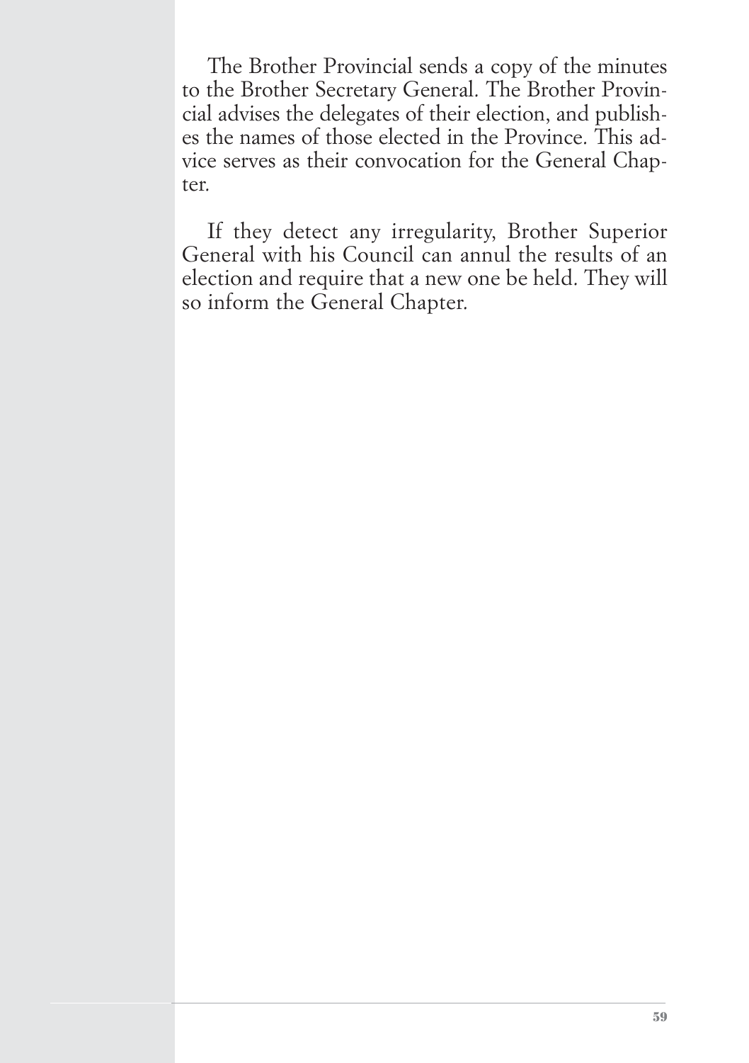The Brother Provincial sends a copy of the minutes to the Brother Secretary General. The Brother Provincial advises the delegates of their election, and publishes the names of those elected in the Province. This advice serves as their convocation for the General Chapter.

If they detect any irregularity, Brother Superior General with his Council can annul the results of an election and require that a new one be held. They will so inform the General Chapter.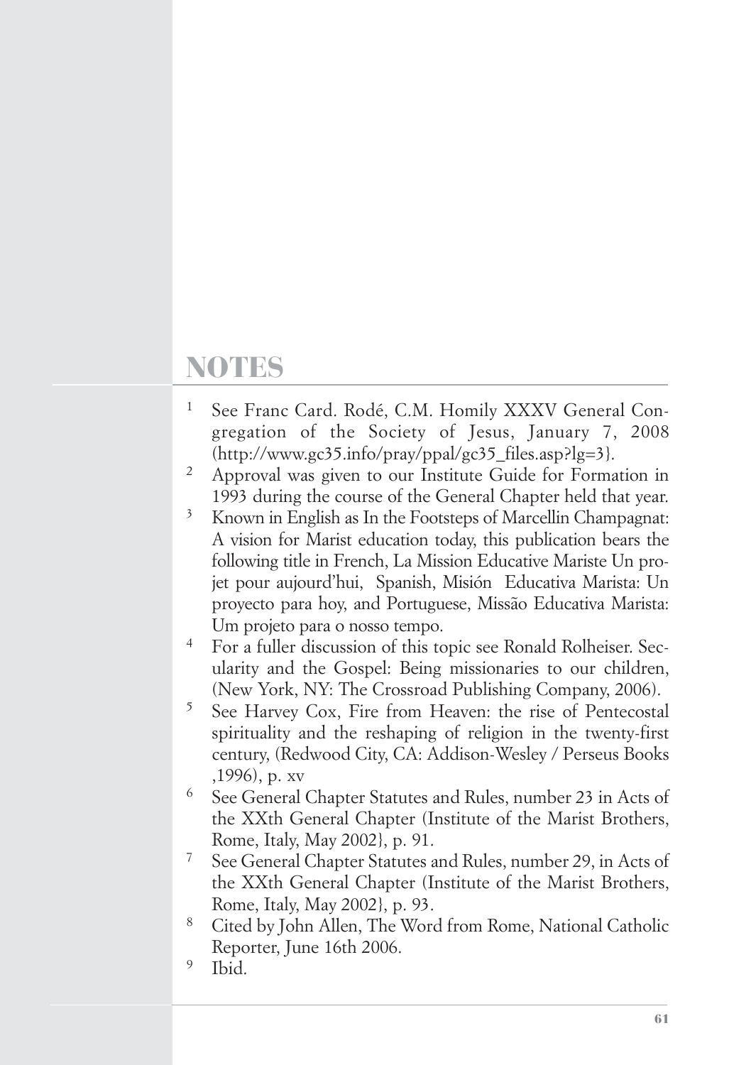# NOTES

1. See Franc Card. Rodé, C.M. Homily XXXV General Congregation of the Society of Jesus, January 7, 2008 (http://www.gc35.info/pray/ppal/gc35_files.asp?lg=3}.
2. Approval was given to our Institute Guide for Formation in 1993 during the course of the General Chapter held that year.
3. Known in English as In the Footsteps of Marcellin Champagnat: A vision for Marist education today, this publication bears the following title in French, La Mission Educative Mariste Un projet pour aujourd'hui, Spanish, Misión Educativa Marista: Un proyecto para hoy, and Portuguese, Missão Educativa Marista: Um projeto para o nosso tempo.
4. For a fuller discussion of this topic see Ronald Rolheiser. Secularity and the Gospel: Being missionaries to our children, (New York, NY: The Crossroad Publishing Company, 2006).
5. See Harvey Cox, Fire from Heaven: the rise of Pentecostal spirituality and the reshaping of religion in the twenty-first century, (Redwood City, CA: Addison-Wesley / Perseus Books ,1996), p. xv
6. See General Chapter Statutes and Rules, number 23 in Acts of the XXth General Chapter (Institute of the Marist Brothers, Rome, Italy, May 2002}, p. 91.
7. See General Chapter Statutes and Rules, number 29, in Acts of the XXth General Chapter (Institute of the Marist Brothers, Rome, Italy, May 2002}, p. 93.
8. Cited by John Allen, The Word from Rome, National Catholic Reporter, June 16th 2006.
9. Ibid.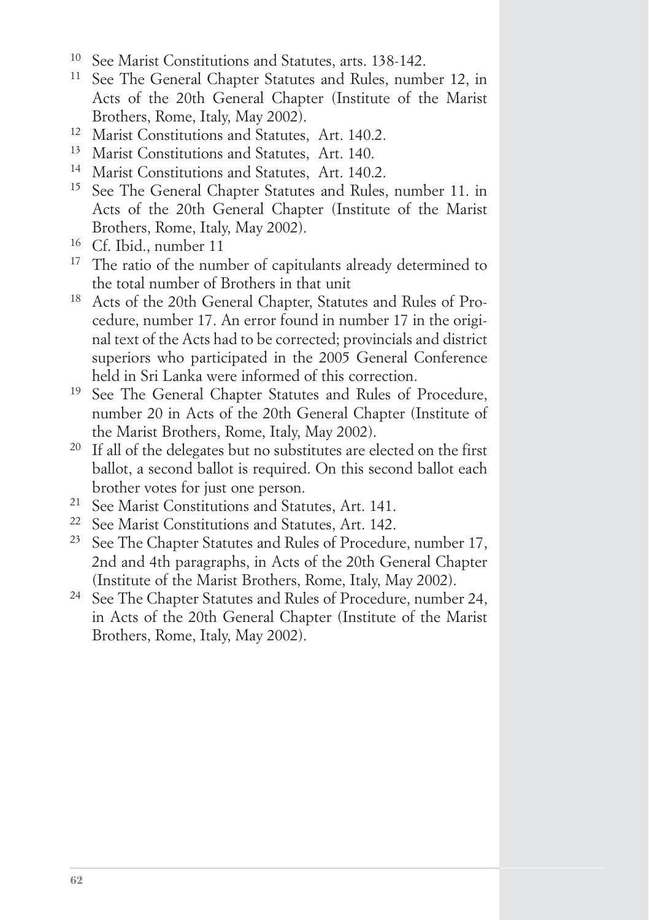[10] See Marist Constitutions and Statutes, arts. 138-142.

[11] See The General Chapter Statutes and Rules, number 12, in Acts of the 20th General Chapter (Institute of the Marist Brothers, Rome, Italy, May 2002).

[12] Marist Constitutions and Statutes, Art. 140.2.

[13] Marist Constitutions and Statutes, Art. 140.

[14] Marist Constitutions and Statutes, Art. 140.2.

[15] See The General Chapter Statutes and Rules, number 11. in Acts of the 20th General Chapter (Institute of the Marist Brothers, Rome, Italy, May 2002).

[16] Cf. Ibid., number 11

[17] The ratio of the number of capitulants already determined to the total number of Brothers in that unit

[18] Acts of the 20th General Chapter, Statutes and Rules of Procedure, number 17. An error found in number 17 in the original text of the Acts had to be corrected; provincials and district superiors who participated in the 2005 General Conference held in Sri Lanka were informed of this correction.

[19] See The General Chapter Statutes and Rules of Procedure, number 20 in Acts of the 20th General Chapter (Institute of the Marist Brothers, Rome, Italy, May 2002).

[20] If all of the delegates but no substitutes are elected on the first ballot, a second ballot is required. On this second ballot each brother votes for just one person.

[21] See Marist Constitutions and Statutes, Art. 141.

[22] See Marist Constitutions and Statutes, Art. 142.

[23] See The Chapter Statutes and Rules of Procedure, number 17, 2nd and 4th paragraphs, in Acts of the 20th General Chapter (Institute of the Marist Brothers, Rome, Italy, May 2002).

[24] See The Chapter Statutes and Rules of Procedure, number 24, in Acts of the 20th General Chapter (Institute of the Marist Brothers, Rome, Italy, May 2002).